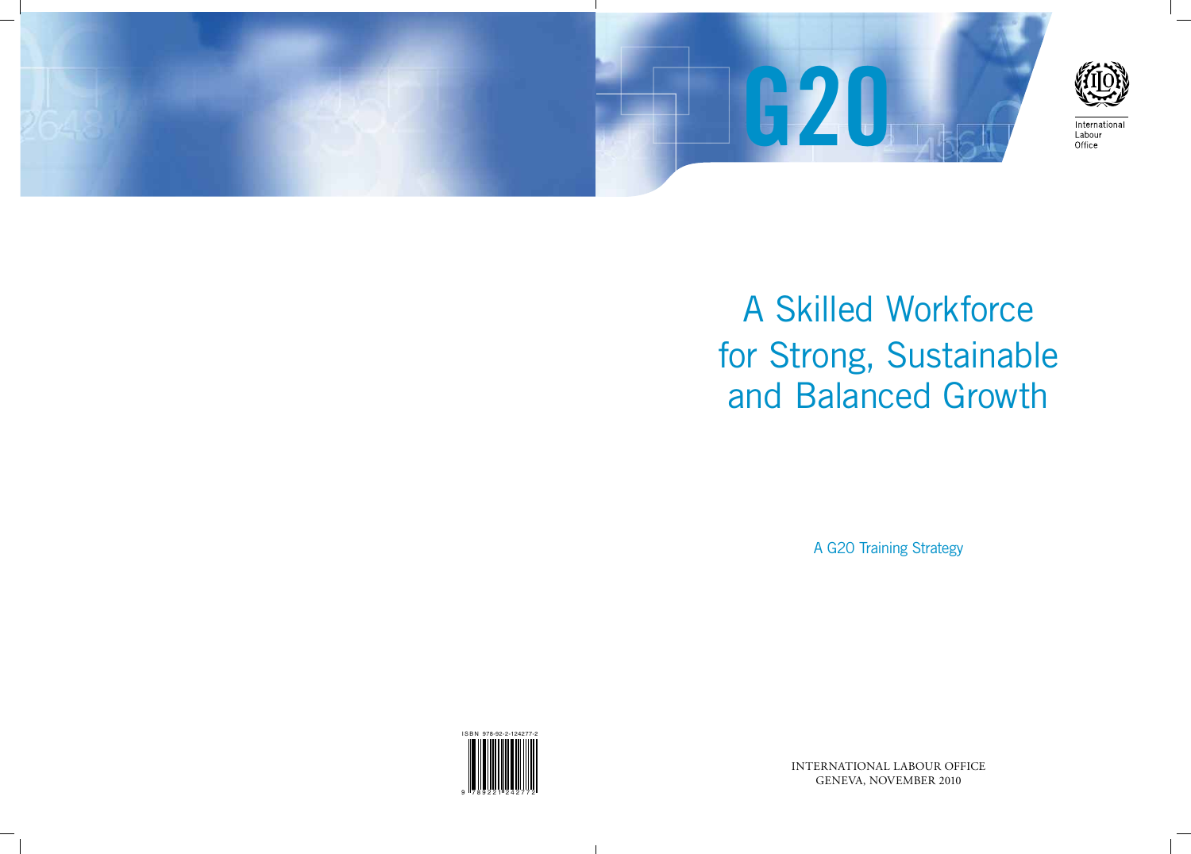G20

International Labour Office

# A Skilled Workforce for Strong, Sustainable and Balanced Growth

A G20 Training Strategy

ISBN 978-92-2-124277-2

INTERNATIONAL LABOUR OFFICE
GENEVA, NOVEMBER 2010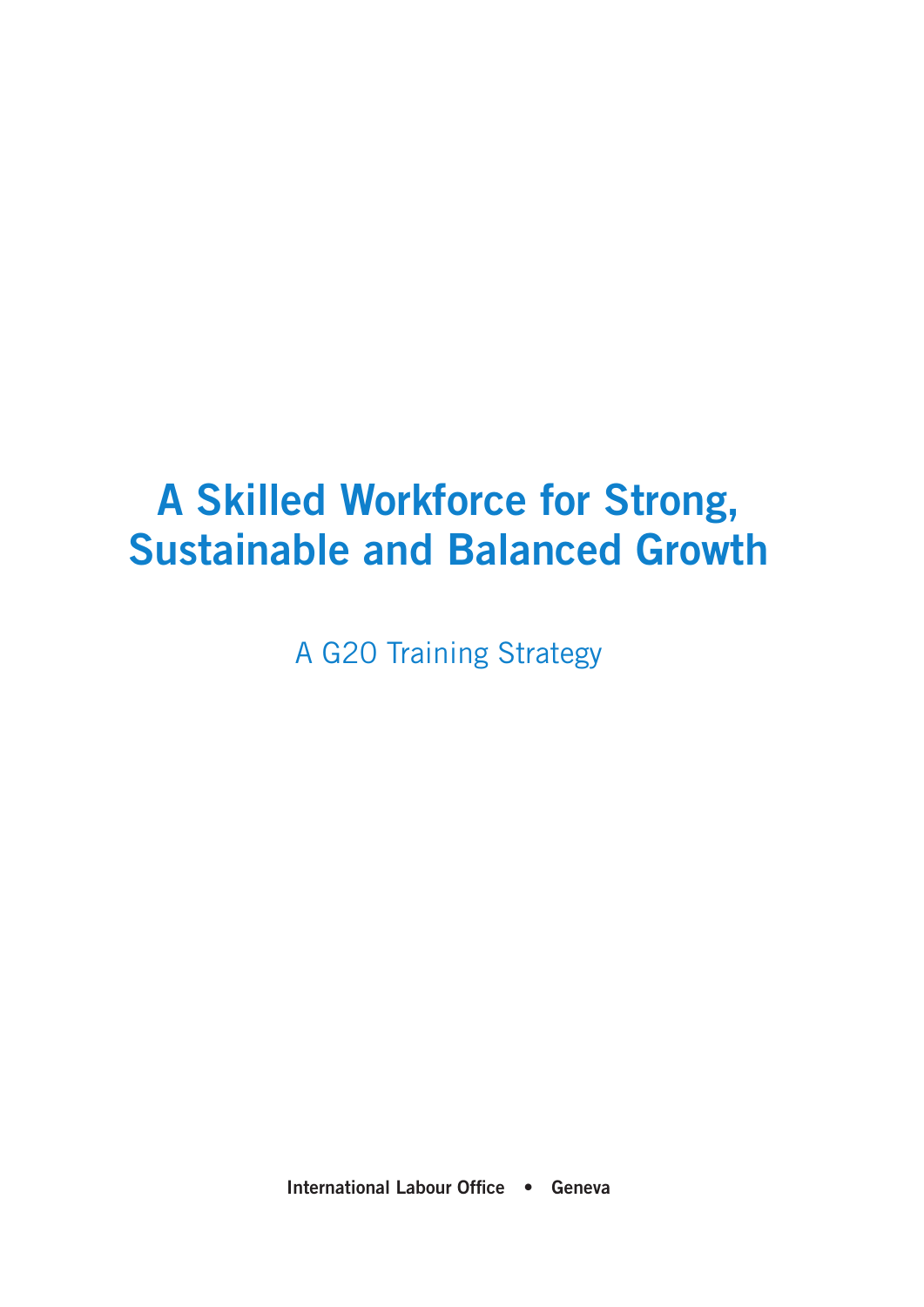# A Skilled Workforce for Strong, Sustainable and Balanced Growth

A G20 Training Strategy

**International Labour Office • Geneva**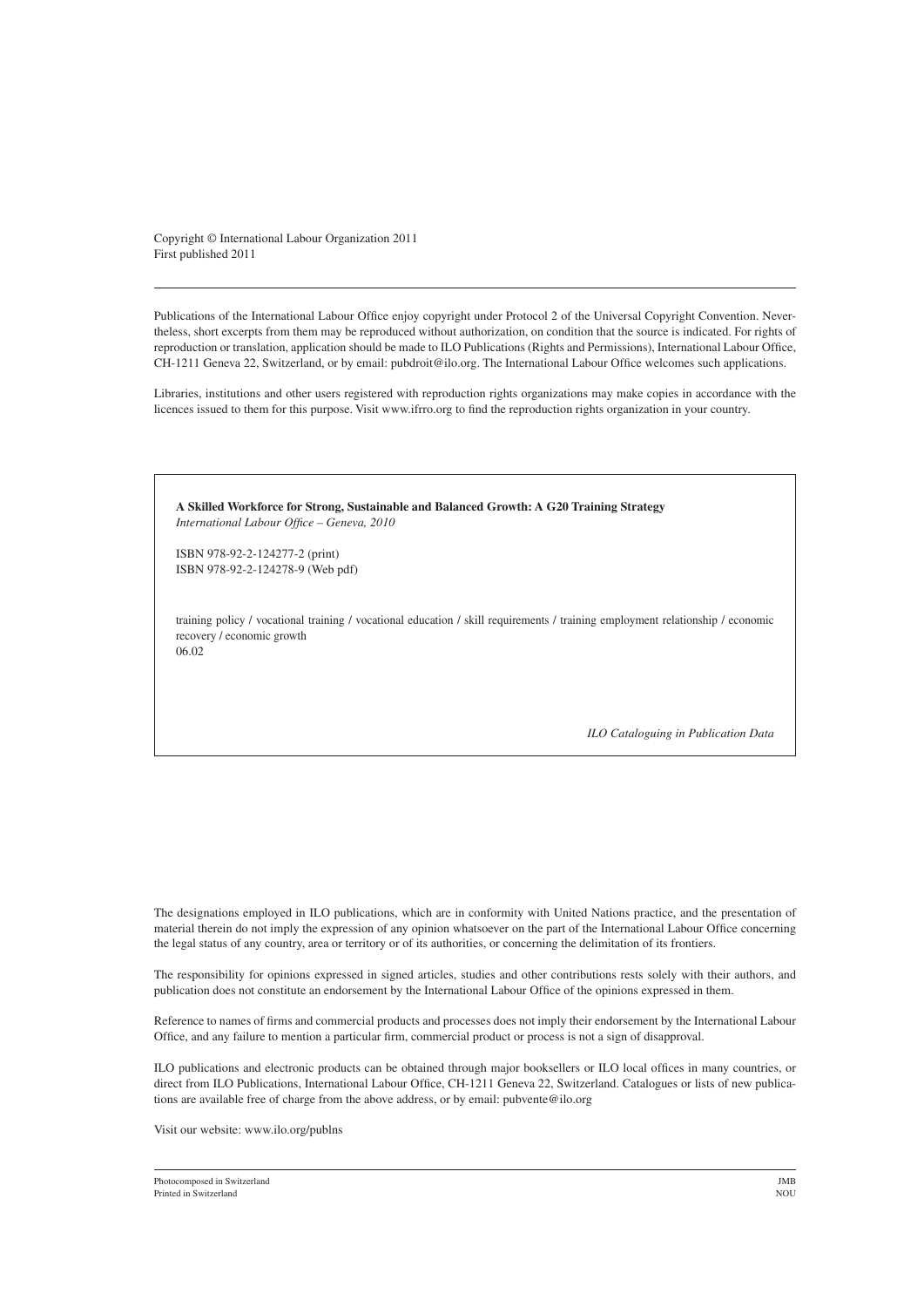Copyright © International Labour Organization 2011
First published 2011

---

Publications of the International Labour Office enjoy copyright under Protocol 2 of the Universal Copyright Convention. Nevertheless, short excerpts from them may be reproduced without authorization, on condition that the source is indicated. For rights of reproduction or translation, application should be made to ILO Publications (Rights and Permissions), International Labour Office, CH-1211 Geneva 22, Switzerland, or by email: pubdroit@ilo.org. The International Labour Office welcomes such applications.

Libraries, institutions and other users registered with reproduction rights organizations may make copies in accordance with the licences issued to them for this purpose. Visit www.ifrro.org to find the reproduction rights organization in your country.

**A Skilled Workforce for Strong, Sustainable and Balanced Growth: A G20 Training Strategy**
*International Labour Office – Geneva, 2010*

ISBN 978-92-2-124277-2 (print)
ISBN 978-92-2-124278-9 (Web pdf)

training policy / vocational training / vocational education / skill requirements / training employment relationship / economic recovery / economic growth
06.02

*ILO Cataloguing in Publication Data*

The designations employed in ILO publications, which are in conformity with United Nations practice, and the presentation of material therein do not imply the expression of any opinion whatsoever on the part of the International Labour Office concerning the legal status of any country, area or territory or of its authorities, or concerning the delimitation of its frontiers.

The responsibility for opinions expressed in signed articles, studies and other contributions rests solely with their authors, and publication does not constitute an endorsement by the International Labour Office of the opinions expressed in them.

Reference to names of firms and commercial products and processes does not imply their endorsement by the International Labour Office, and any failure to mention a particular firm, commercial product or process is not a sign of disapproval.

ILO publications and electronic products can be obtained through major booksellers or ILO local offices in many countries, or direct from ILO Publications, International Labour Office, CH-1211 Geneva 22, Switzerland. Catalogues or lists of new publications are available free of charge from the above address, or by email: pubvente@ilo.org

Visit our website: www.ilo.org/publns

---

Photocomposed in Switzerland — JMB
Printed in Switzerland — NOU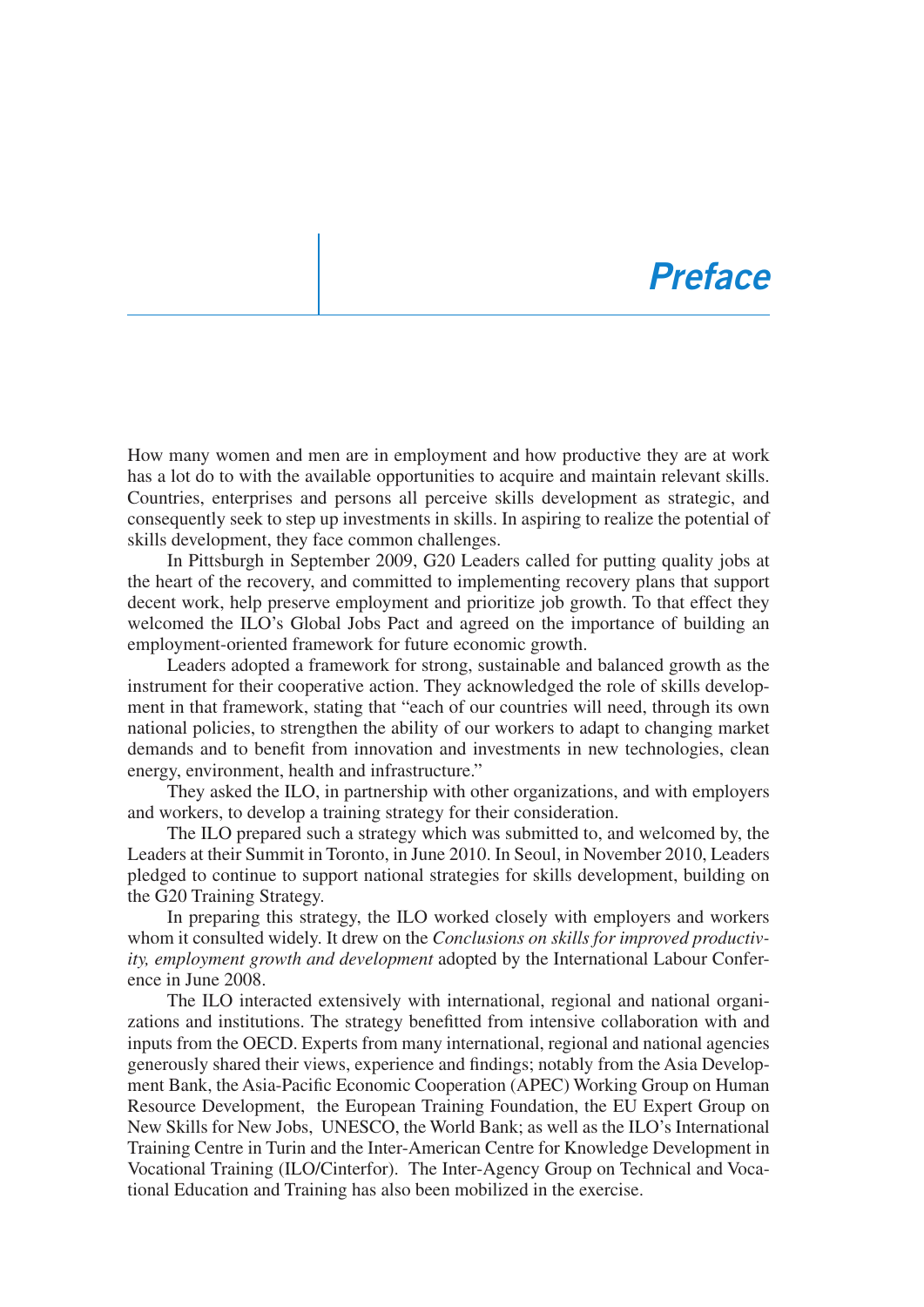# *Preface*

How many women and men are in employment and how productive they are at work has a lot do to with the available opportunities to acquire and maintain relevant skills. Countries, enterprises and persons all perceive skills development as strategic, and consequently seek to step up investments in skills. In aspiring to realize the potential of skills development, they face common challenges.

In Pittsburgh in September 2009, G20 Leaders called for putting quality jobs at the heart of the recovery, and committed to implementing recovery plans that support decent work, help preserve employment and prioritize job growth. To that effect they welcomed the ILO's Global Jobs Pact and agreed on the importance of building an employment-oriented framework for future economic growth.

Leaders adopted a framework for strong, sustainable and balanced growth as the instrument for their cooperative action. They acknowledged the role of skills development in that framework, stating that "each of our countries will need, through its own national policies, to strengthen the ability of our workers to adapt to changing market demands and to benefit from innovation and investments in new technologies, clean energy, environment, health and infrastructure."

They asked the ILO, in partnership with other organizations, and with employers and workers, to develop a training strategy for their consideration.

The ILO prepared such a strategy which was submitted to, and welcomed by, the Leaders at their Summit in Toronto, in June 2010. In Seoul, in November 2010, Leaders pledged to continue to support national strategies for skills development, building on the G20 Training Strategy.

In preparing this strategy, the ILO worked closely with employers and workers whom it consulted widely. It drew on the *Conclusions on skills for improved productivity, employment growth and development* adopted by the International Labour Conference in June 2008.

The ILO interacted extensively with international, regional and national organizations and institutions. The strategy benefitted from intensive collaboration with and inputs from the OECD. Experts from many international, regional and national agencies generously shared their views, experience and findings; notably from the Asia Development Bank, the Asia-Pacific Economic Cooperation (APEC) Working Group on Human Resource Development, the European Training Foundation, the EU Expert Group on New Skills for New Jobs, UNESCO, the World Bank; as well as the ILO's International Training Centre in Turin and the Inter-American Centre for Knowledge Development in Vocational Training (ILO/Cinterfor). The Inter-Agency Group on Technical and Vocational Education and Training has also been mobilized in the exercise.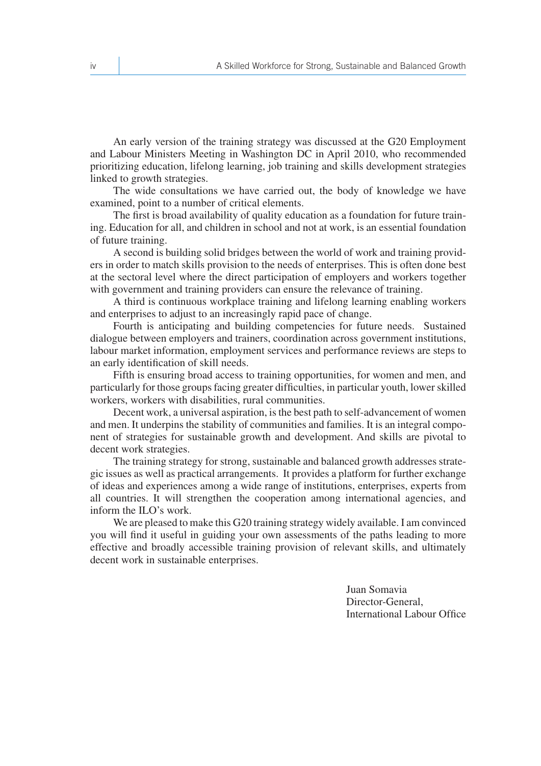An early version of the training strategy was discussed at the G20 Employment and Labour Ministers Meeting in Washington DC in April 2010, who recommended prioritizing education, lifelong learning, job training and skills development strategies linked to growth strategies.

The wide consultations we have carried out, the body of knowledge we have examined, point to a number of critical elements.

The first is broad availability of quality education as a foundation for future training. Education for all, and children in school and not at work, is an essential foundation of future training.

A second is building solid bridges between the world of work and training providers in order to match skills provision to the needs of enterprises. This is often done best at the sectoral level where the direct participation of employers and workers together with government and training providers can ensure the relevance of training.

A third is continuous workplace training and lifelong learning enabling workers and enterprises to adjust to an increasingly rapid pace of change.

Fourth is anticipating and building competencies for future needs. Sustained dialogue between employers and trainers, coordination across government institutions, labour market information, employment services and performance reviews are steps to an early identification of skill needs.

Fifth is ensuring broad access to training opportunities, for women and men, and particularly for those groups facing greater difficulties, in particular youth, lower skilled workers, workers with disabilities, rural communities.

Decent work, a universal aspiration, is the best path to self-advancement of women and men. It underpins the stability of communities and families. It is an integral component of strategies for sustainable growth and development. And skills are pivotal to decent work strategies.

The training strategy for strong, sustainable and balanced growth addresses strategic issues as well as practical arrangements. It provides a platform for further exchange of ideas and experiences among a wide range of institutions, enterprises, experts from all countries. It will strengthen the cooperation among international agencies, and inform the ILO's work.

We are pleased to make this G20 training strategy widely available. I am convinced you will find it useful in guiding your own assessments of the paths leading to more effective and broadly accessible training provision of relevant skills, and ultimately decent work in sustainable enterprises.

Juan Somavia
Director-General,
International Labour Office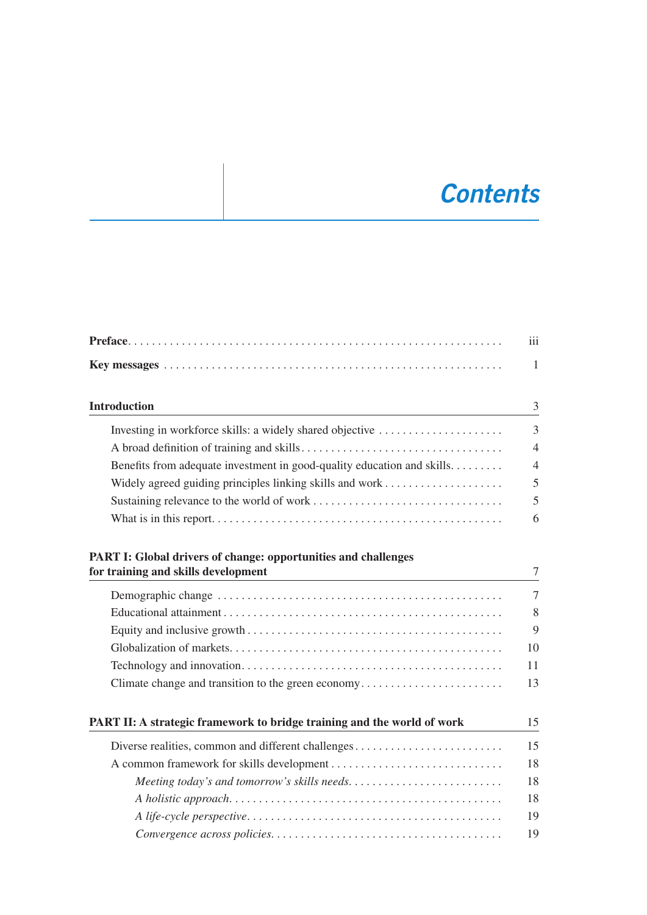# *Contents*

| | |
|---|---|
| **Preface** | iii |
| **Key messages** | 1 |
| **Introduction** | 3 |
| Investing in workforce skills: a widely shared objective | 3 |
| A broad definition of training and skills | 4 |
| Benefits from adequate investment in good-quality education and skills | 4 |
| Widely agreed guiding principles linking skills and work | 5 |
| Sustaining relevance to the world of work | 5 |
| What is in this report | 6 |
| **PART I: Global drivers of change: opportunities and challenges for training and skills development** | 7 |
| Demographic change | 7 |
| Educational attainment | 8 |
| Equity and inclusive growth | 9 |
| Globalization of markets | 10 |
| Technology and innovation | 11 |
| Climate change and transition to the green economy | 13 |
| **PART II: A strategic framework to bridge training and the world of work** | 15 |
| Diverse realities, common and different challenges | 15 |
| A common framework for skills development | 18 |
| *Meeting today's and tomorrow's skills needs* | 18 |
| *A holistic approach* | 18 |
| *A life-cycle perspective* | 19 |
| *Convergence across policies* | 19 |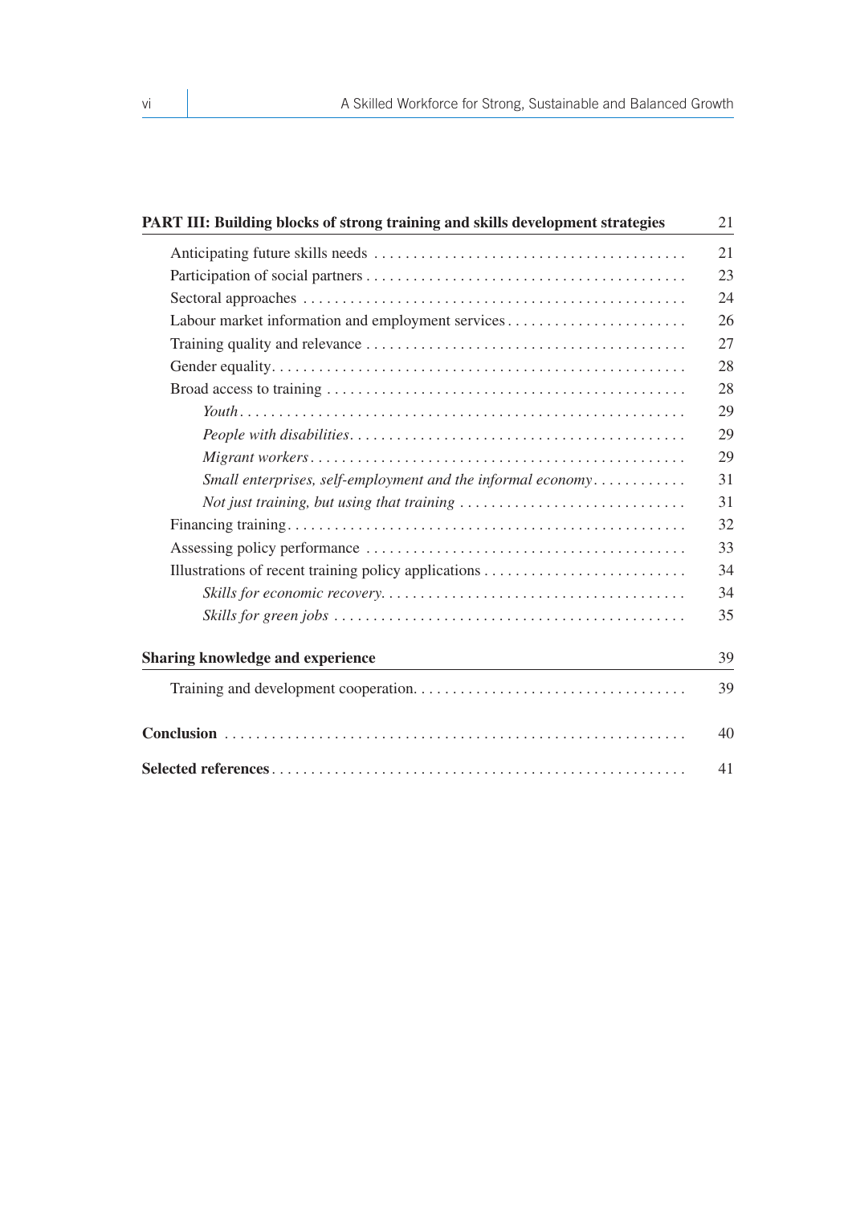| **PART III: Building blocks of strong training and skills development strategies** | 21 |
|---|---|
| Anticipating future skills needs | 21 |
| Participation of social partners | 23 |
| Sectoral approaches | 24 |
| Labour market information and employment services | 26 |
| Training quality and relevance | 27 |
| Gender equality | 28 |
| Broad access to training | 28 |
| *Youth* | 29 |
| *People with disabilities* | 29 |
| *Migrant workers* | 29 |
| *Small enterprises, self-employment and the informal economy* | 31 |
| *Not just training, but using that training* | 31 |
| Financing training | 32 |
| Assessing policy performance | 33 |
| Illustrations of recent training policy applications | 34 |
| *Skills for economic recovery* | 34 |
| *Skills for green jobs* | 35 |

| **Sharing knowledge and experience** | 39 |
|---|---|
| Training and development cooperation | 39 |

| **Conclusion** | 40 |
|---|---|
| **Selected references** | 41 |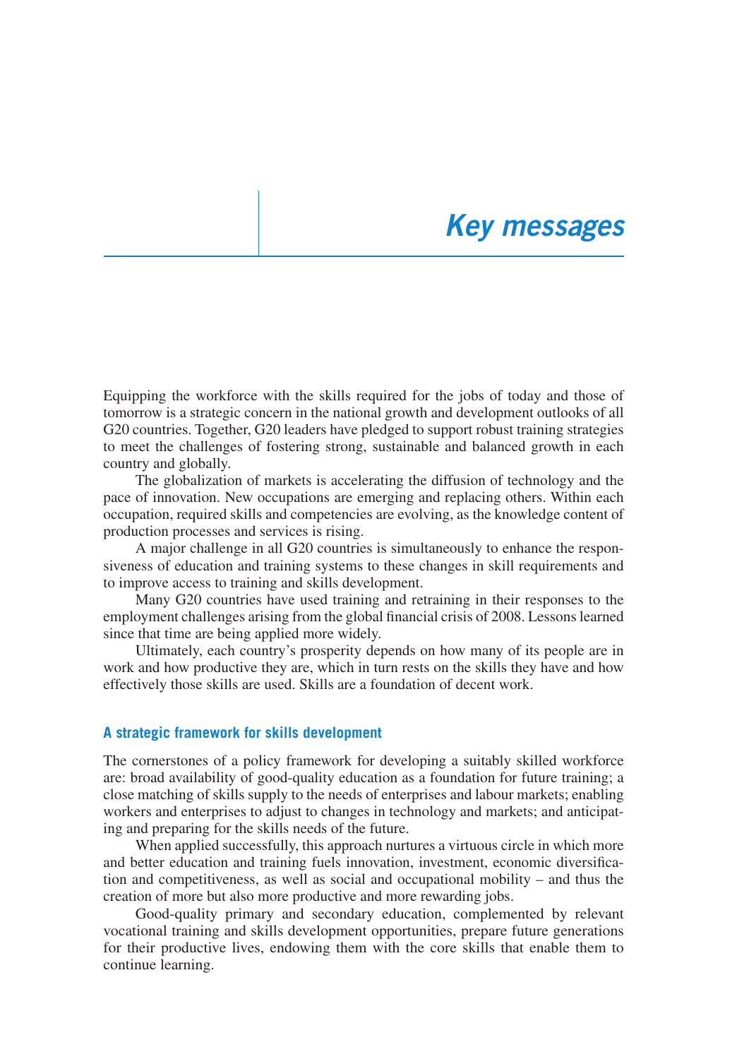# Key messages

Equipping the workforce with the skills required for the jobs of today and those of tomorrow is a strategic concern in the national growth and development outlooks of all G20 countries. Together, G20 leaders have pledged to support robust training strategies to meet the challenges of fostering strong, sustainable and balanced growth in each country and globally.

The globalization of markets is accelerating the diffusion of technology and the pace of innovation. New occupations are emerging and replacing others. Within each occupation, required skills and competencies are evolving, as the knowledge content of production processes and services is rising.

A major challenge in all G20 countries is simultaneously to enhance the responsiveness of education and training systems to these changes in skill requirements and to improve access to training and skills development.

Many G20 countries have used training and retraining in their responses to the employment challenges arising from the global financial crisis of 2008. Lessons learned since that time are being applied more widely.

Ultimately, each country's prosperity depends on how many of its people are in work and how productive they are, which in turn rests on the skills they have and how effectively those skills are used. Skills are a foundation of decent work.

### A strategic framework for skills development

The cornerstones of a policy framework for developing a suitably skilled workforce are: broad availability of good-quality education as a foundation for future training; a close matching of skills supply to the needs of enterprises and labour markets; enabling workers and enterprises to adjust to changes in technology and markets; and anticipating and preparing for the skills needs of the future.

When applied successfully, this approach nurtures a virtuous circle in which more and better education and training fuels innovation, investment, economic diversification and competitiveness, as well as social and occupational mobility – and thus the creation of more but also more productive and more rewarding jobs.

Good-quality primary and secondary education, complemented by relevant vocational training and skills development opportunities, prepare future generations for their productive lives, endowing them with the core skills that enable them to continue learning.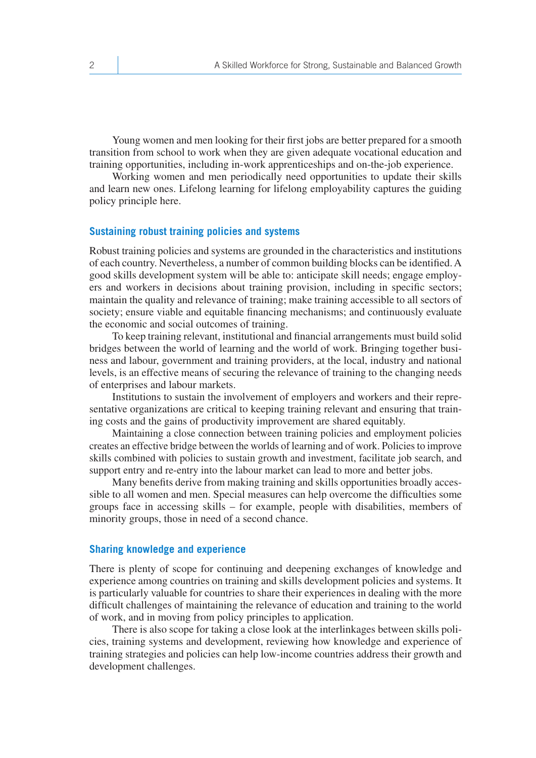Young women and men looking for their first jobs are better prepared for a smooth transition from school to work when they are given adequate vocational education and training opportunities, including in-work apprenticeships and on-the-job experience.

Working women and men periodically need opportunities to update their skills and learn new ones. Lifelong learning for lifelong employability captures the guiding policy principle here.

### Sustaining robust training policies and systems

Robust training policies and systems are grounded in the characteristics and institutions of each country. Nevertheless, a number of common building blocks can be identified. A good skills development system will be able to: anticipate skill needs; engage employers and workers in decisions about training provision, including in specific sectors; maintain the quality and relevance of training; make training accessible to all sectors of society; ensure viable and equitable financing mechanisms; and continuously evaluate the economic and social outcomes of training.

To keep training relevant, institutional and financial arrangements must build solid bridges between the world of learning and the world of work. Bringing together business and labour, government and training providers, at the local, industry and national levels, is an effective means of securing the relevance of training to the changing needs of enterprises and labour markets.

Institutions to sustain the involvement of employers and workers and their representative organizations are critical to keeping training relevant and ensuring that training costs and the gains of productivity improvement are shared equitably.

Maintaining a close connection between training policies and employment policies creates an effective bridge between the worlds of learning and of work. Policies to improve skills combined with policies to sustain growth and investment, facilitate job search, and support entry and re-entry into the labour market can lead to more and better jobs.

Many benefits derive from making training and skills opportunities broadly accessible to all women and men. Special measures can help overcome the difficulties some groups face in accessing skills – for example, people with disabilities, members of minority groups, those in need of a second chance.

### Sharing knowledge and experience

There is plenty of scope for continuing and deepening exchanges of knowledge and experience among countries on training and skills development policies and systems. It is particularly valuable for countries to share their experiences in dealing with the more difficult challenges of maintaining the relevance of education and training to the world of work, and in moving from policy principles to application.

There is also scope for taking a close look at the interlinkages between skills policies, training systems and development, reviewing how knowledge and experience of training strategies and policies can help low-income countries address their growth and development challenges.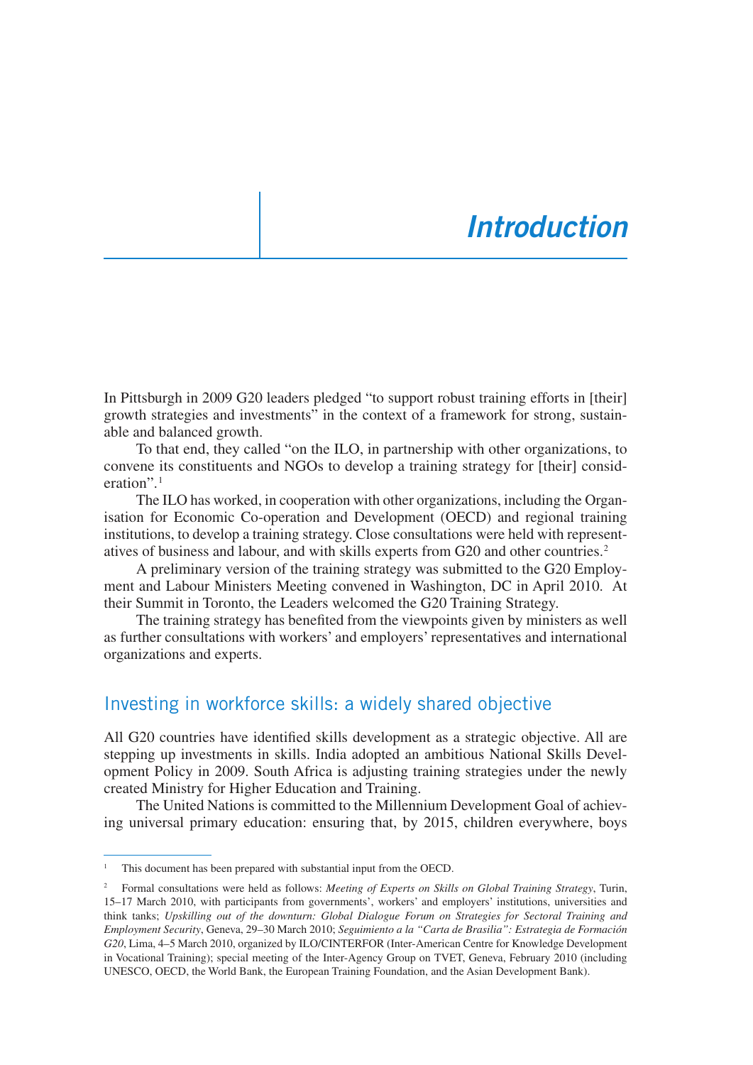# Introduction

In Pittsburgh in 2009 G20 leaders pledged "to support robust training efforts in [their] growth strategies and investments" in the context of a framework for strong, sustainable and balanced growth.

To that end, they called "on the ILO, in partnership with other organizations, to convene its constituents and NGOs to develop a training strategy for [their] consideration".[1]

The ILO has worked, in cooperation with other organizations, including the Organisation for Economic Co-operation and Development (OECD) and regional training institutions, to develop a training strategy. Close consultations were held with representatives of business and labour, and with skills experts from G20 and other countries.[2]

A preliminary version of the training strategy was submitted to the G20 Employment and Labour Ministers Meeting convened in Washington, DC in April 2010. At their Summit in Toronto, the Leaders welcomed the G20 Training Strategy.

The training strategy has benefited from the viewpoints given by ministers as well as further consultations with workers' and employers' representatives and international organizations and experts.

## Investing in workforce skills: a widely shared objective

All G20 countries have identified skills development as a strategic objective. All are stepping up investments in skills. India adopted an ambitious National Skills Development Policy in 2009. South Africa is adjusting training strategies under the newly created Ministry for Higher Education and Training.

The United Nations is committed to the Millennium Development Goal of achieving universal primary education: ensuring that, by 2015, children everywhere, boys

---

[1] This document has been prepared with substantial input from the OECD.

[2] Formal consultations were held as follows: *Meeting of Experts on Skills on Global Training Strategy*, Turin, 15–17 March 2010, with participants from governments', workers' and employers' institutions, universities and think tanks; *Upskilling out of the downturn: Global Dialogue Forum on Strategies for Sectoral Training and Employment Security*, Geneva, 29–30 March 2010; *Seguimiento a la "Carta de Brasilia": Estrategia de Formación G20*, Lima, 4–5 March 2010, organized by ILO/CINTERFOR (Inter-American Centre for Knowledge Development in Vocational Training); special meeting of the Inter-Agency Group on TVET, Geneva, February 2010 (including UNESCO, OECD, the World Bank, the European Training Foundation, and the Asian Development Bank).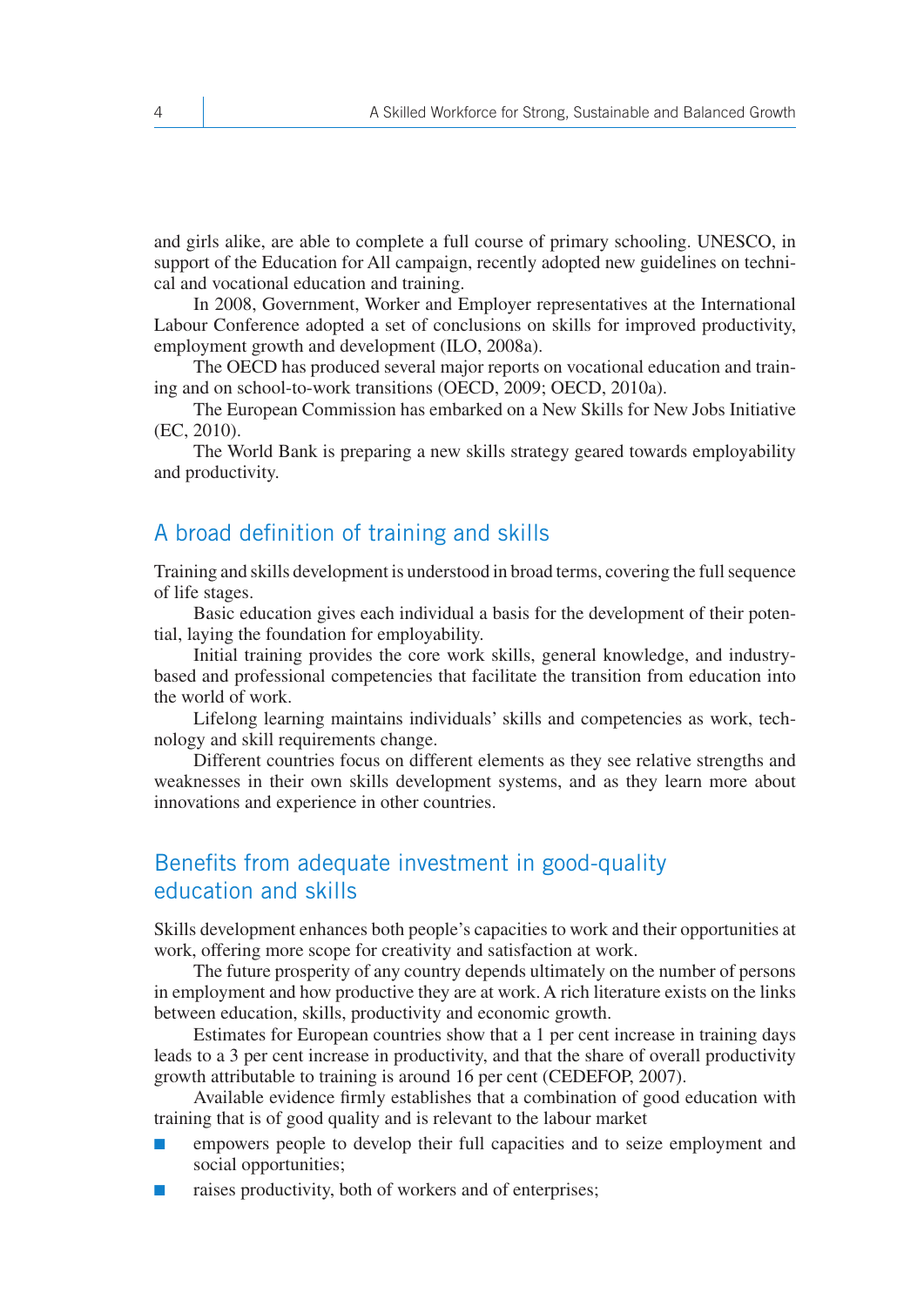and girls alike, are able to complete a full course of primary schooling. UNESCO, in support of the Education for All campaign, recently adopted new guidelines on technical and vocational education and training.

In 2008, Government, Worker and Employer representatives at the International Labour Conference adopted a set of conclusions on skills for improved productivity, employment growth and development (ILO, 2008a).

The OECD has produced several major reports on vocational education and training and on school-to-work transitions (OECD, 2009; OECD, 2010a).

The European Commission has embarked on a New Skills for New Jobs Initiative (EC, 2010).

The World Bank is preparing a new skills strategy geared towards employability and productivity.

## A broad definition of training and skills

Training and skills development is understood in broad terms, covering the full sequence of life stages.

Basic education gives each individual a basis for the development of their potential, laying the foundation for employability.

Initial training provides the core work skills, general knowledge, and industry-based and professional competencies that facilitate the transition from education into the world of work.

Lifelong learning maintains individuals' skills and competencies as work, technology and skill requirements change.

Different countries focus on different elements as they see relative strengths and weaknesses in their own skills development systems, and as they learn more about innovations and experience in other countries.

## Benefits from adequate investment in good-quality education and skills

Skills development enhances both people's capacities to work and their opportunities at work, offering more scope for creativity and satisfaction at work.

The future prosperity of any country depends ultimately on the number of persons in employment and how productive they are at work. A rich literature exists on the links between education, skills, productivity and economic growth.

Estimates for European countries show that a 1 per cent increase in training days leads to a 3 per cent increase in productivity, and that the share of overall productivity growth attributable to training is around 16 per cent (CEDEFOP, 2007).

Available evidence firmly establishes that a combination of good education with training that is of good quality and is relevant to the labour market

- empowers people to develop their full capacities and to seize employment and social opportunities;
- raises productivity, both of workers and of enterprises;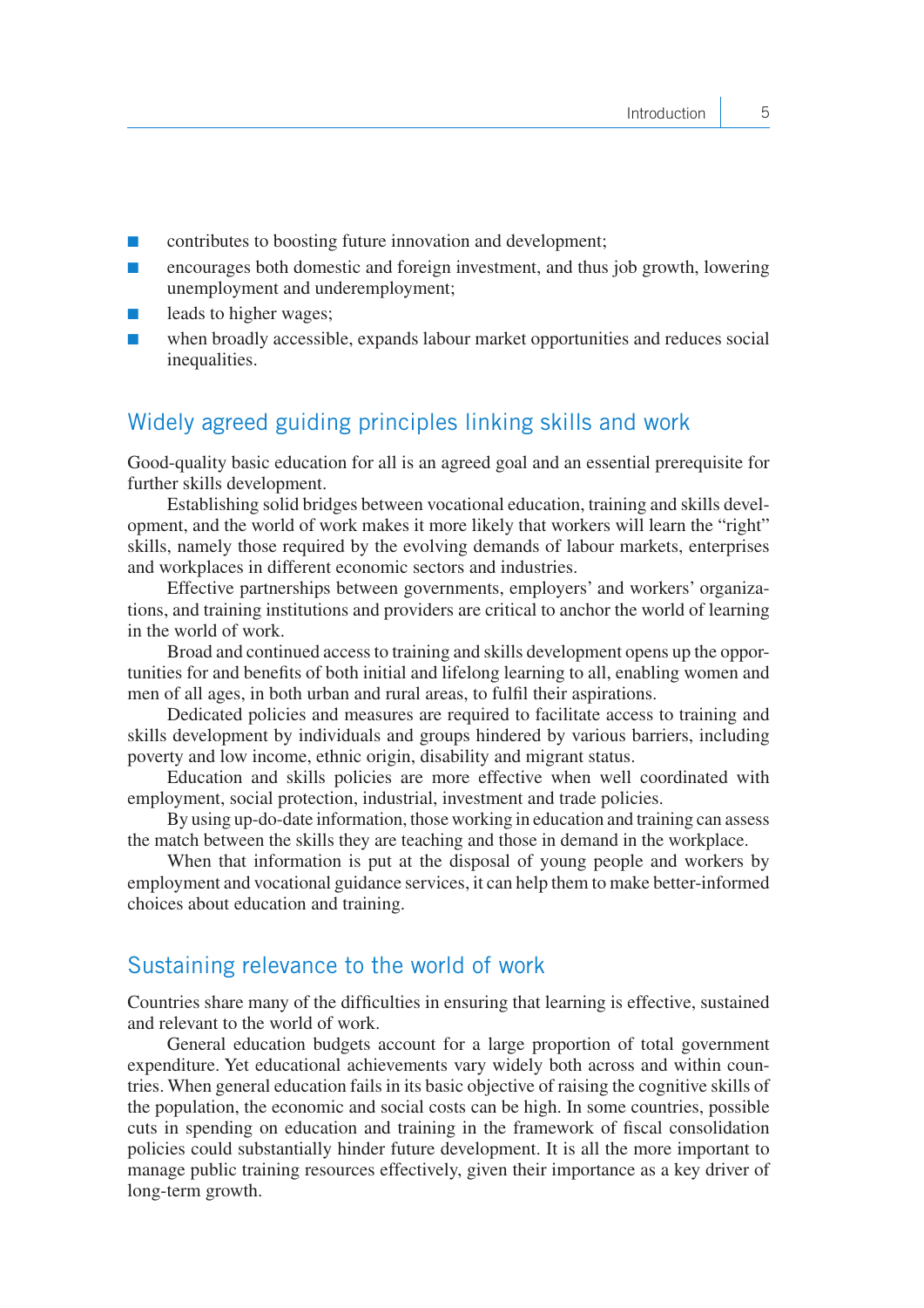- contributes to boosting future innovation and development;
- encourages both domestic and foreign investment, and thus job growth, lowering unemployment and underemployment;
- leads to higher wages;
- when broadly accessible, expands labour market opportunities and reduces social inequalities.

## Widely agreed guiding principles linking skills and work

Good-quality basic education for all is an agreed goal and an essential prerequisite for further skills development.

Establishing solid bridges between vocational education, training and skills development, and the world of work makes it more likely that workers will learn the "right" skills, namely those required by the evolving demands of labour markets, enterprises and workplaces in different economic sectors and industries.

Effective partnerships between governments, employers' and workers' organizations, and training institutions and providers are critical to anchor the world of learning in the world of work.

Broad and continued access to training and skills development opens up the opportunities for and benefits of both initial and lifelong learning to all, enabling women and men of all ages, in both urban and rural areas, to fulfil their aspirations.

Dedicated policies and measures are required to facilitate access to training and skills development by individuals and groups hindered by various barriers, including poverty and low income, ethnic origin, disability and migrant status.

Education and skills policies are more effective when well coordinated with employment, social protection, industrial, investment and trade policies.

By using up-do-date information, those working in education and training can assess the match between the skills they are teaching and those in demand in the workplace.

When that information is put at the disposal of young people and workers by employment and vocational guidance services, it can help them to make better-informed choices about education and training.

## Sustaining relevance to the world of work

Countries share many of the difficulties in ensuring that learning is effective, sustained and relevant to the world of work.

General education budgets account for a large proportion of total government expenditure. Yet educational achievements vary widely both across and within countries. When general education fails in its basic objective of raising the cognitive skills of the population, the economic and social costs can be high. In some countries, possible cuts in spending on education and training in the framework of fiscal consolidation policies could substantially hinder future development. It is all the more important to manage public training resources effectively, given their importance as a key driver of long-term growth.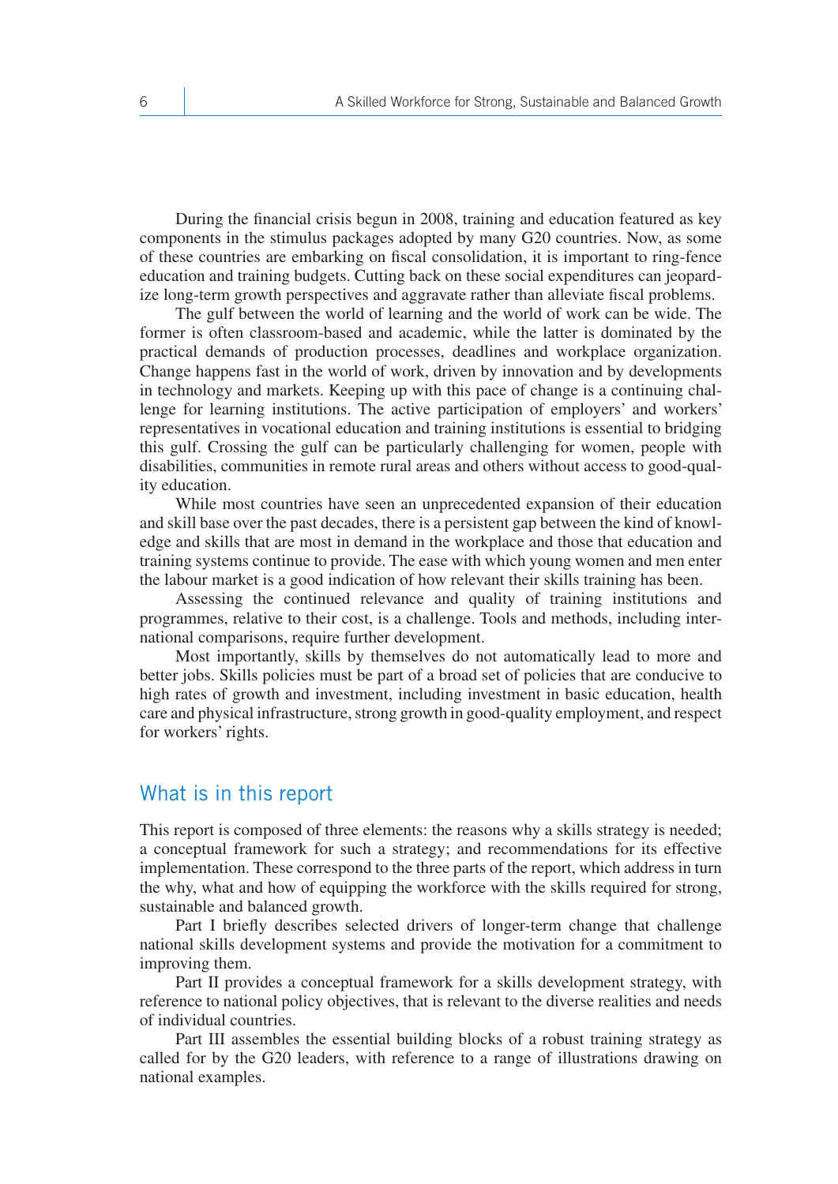During the financial crisis begun in 2008, training and education featured as key components in the stimulus packages adopted by many G20 countries. Now, as some of these countries are embarking on fiscal consolidation, it is important to ring-fence education and training budgets. Cutting back on these social expenditures can jeopardize long-term growth perspectives and aggravate rather than alleviate fiscal problems.

The gulf between the world of learning and the world of work can be wide. The former is often classroom-based and academic, while the latter is dominated by the practical demands of production processes, deadlines and workplace organization. Change happens fast in the world of work, driven by innovation and by developments in technology and markets. Keeping up with this pace of change is a continuing challenge for learning institutions. The active participation of employers' and workers' representatives in vocational education and training institutions is essential to bridging this gulf. Crossing the gulf can be particularly challenging for women, people with disabilities, communities in remote rural areas and others without access to good-quality education.

While most countries have seen an unprecedented expansion of their education and skill base over the past decades, there is a persistent gap between the kind of knowledge and skills that are most in demand in the workplace and those that education and training systems continue to provide. The ease with which young women and men enter the labour market is a good indication of how relevant their skills training has been.

Assessing the continued relevance and quality of training institutions and programmes, relative to their cost, is a challenge. Tools and methods, including international comparisons, require further development.

Most importantly, skills by themselves do not automatically lead to more and better jobs. Skills policies must be part of a broad set of policies that are conducive to high rates of growth and investment, including investment in basic education, health care and physical infrastructure, strong growth in good-quality employment, and respect for workers' rights.

## What is in this report

This report is composed of three elements: the reasons why a skills strategy is needed; a conceptual framework for such a strategy; and recommendations for its effective implementation. These correspond to the three parts of the report, which address in turn the why, what and how of equipping the workforce with the skills required for strong, sustainable and balanced growth.

Part I briefly describes selected drivers of longer-term change that challenge national skills development systems and provide the motivation for a commitment to improving them.

Part II provides a conceptual framework for a skills development strategy, with reference to national policy objectives, that is relevant to the diverse realities and needs of individual countries.

Part III assembles the essential building blocks of a robust training strategy as called for by the G20 leaders, with reference to a range of illustrations drawing on national examples.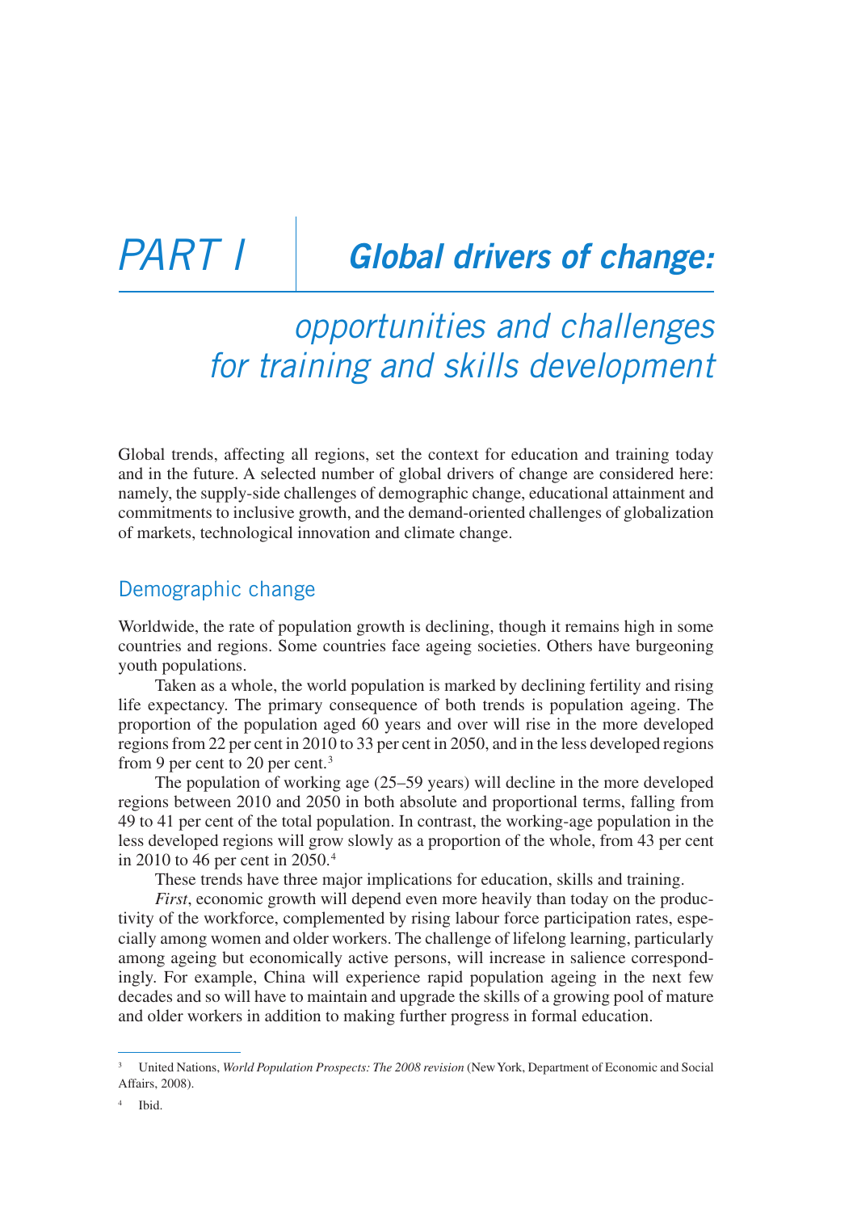# PART I Global drivers of change:

## opportunities and challenges for training and skills development

Global trends, affecting all regions, set the context for education and training today and in the future. A selected number of global drivers of change are considered here: namely, the supply-side challenges of demographic change, educational attainment and commitments to inclusive growth, and the demand-oriented challenges of globalization of markets, technological innovation and climate change.

### Demographic change

Worldwide, the rate of population growth is declining, though it remains high in some countries and regions. Some countries face ageing societies. Others have burgeoning youth populations.

Taken as a whole, the world population is marked by declining fertility and rising life expectancy. The primary consequence of both trends is population ageing. The proportion of the population aged 60 years and over will rise in the more developed regions from 22 per cent in 2010 to 33 per cent in 2050, and in the less developed regions from 9 per cent to 20 per cent.[3]

The population of working age (25–59 years) will decline in the more developed regions between 2010 and 2050 in both absolute and proportional terms, falling from 49 to 41 per cent of the total population. In contrast, the working-age population in the less developed regions will grow slowly as a proportion of the whole, from 43 per cent in 2010 to 46 per cent in 2050.[4]

These trends have three major implications for education, skills and training.

*First*, economic growth will depend even more heavily than today on the productivity of the workforce, complemented by rising labour force participation rates, especially among women and older workers. The challenge of lifelong learning, particularly among ageing but economically active persons, will increase in salience correspondingly. For example, China will experience rapid population ageing in the next few decades and so will have to maintain and upgrade the skills of a growing pool of mature and older workers in addition to making further progress in formal education.

---

[3] United Nations, *World Population Prospects: The 2008 revision* (New York, Department of Economic and Social Affairs, 2008).

[4] Ibid.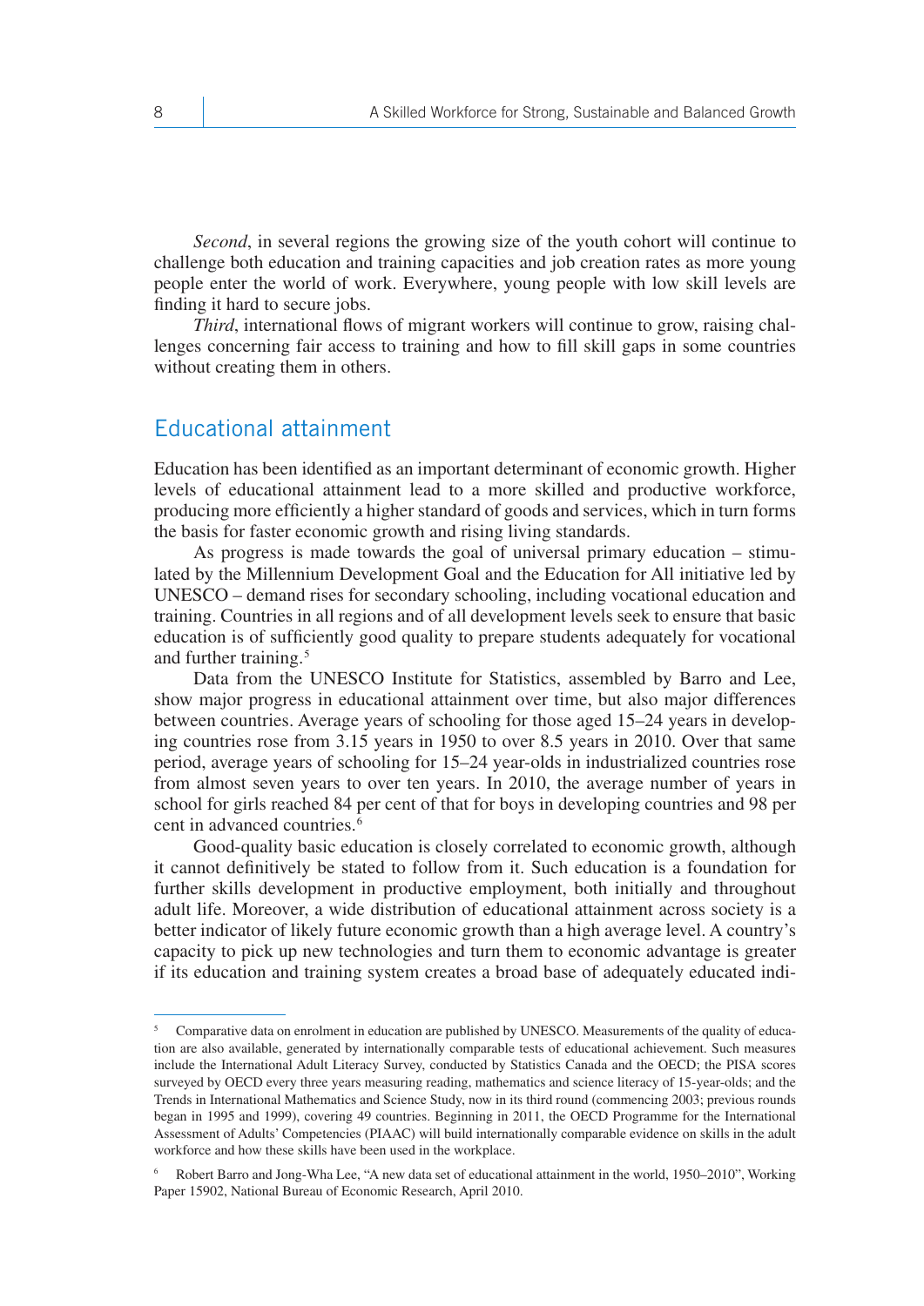*Second*, in several regions the growing size of the youth cohort will continue to challenge both education and training capacities and job creation rates as more young people enter the world of work. Everywhere, young people with low skill levels are finding it hard to secure jobs.

*Third*, international flows of migrant workers will continue to grow, raising challenges concerning fair access to training and how to fill skill gaps in some countries without creating them in others.

## Educational attainment

Education has been identified as an important determinant of economic growth. Higher levels of educational attainment lead to a more skilled and productive workforce, producing more efficiently a higher standard of goods and services, which in turn forms the basis for faster economic growth and rising living standards.

As progress is made towards the goal of universal primary education – stimulated by the Millennium Development Goal and the Education for All initiative led by UNESCO – demand rises for secondary schooling, including vocational education and training. Countries in all regions and of all development levels seek to ensure that basic education is of sufficiently good quality to prepare students adequately for vocational and further training.[5]

Data from the UNESCO Institute for Statistics, assembled by Barro and Lee, show major progress in educational attainment over time, but also major differences between countries. Average years of schooling for those aged 15–24 years in developing countries rose from 3.15 years in 1950 to over 8.5 years in 2010. Over that same period, average years of schooling for 15–24 year-olds in industrialized countries rose from almost seven years to over ten years. In 2010, the average number of years in school for girls reached 84 per cent of that for boys in developing countries and 98 per cent in advanced countries.[6]

Good-quality basic education is closely correlated to economic growth, although it cannot definitively be stated to follow from it. Such education is a foundation for further skills development in productive employment, both initially and throughout adult life. Moreover, a wide distribution of educational attainment across society is a better indicator of likely future economic growth than a high average level. A country's capacity to pick up new technologies and turn them to economic advantage is greater if its education and training system creates a broad base of adequately educated indi-

---

[5] Comparative data on enrolment in education are published by UNESCO. Measurements of the quality of education are also available, generated by internationally comparable tests of educational achievement. Such measures include the International Adult Literacy Survey, conducted by Statistics Canada and the OECD; the PISA scores surveyed by OECD every three years measuring reading, mathematics and science literacy of 15-year-olds; and the Trends in International Mathematics and Science Study, now in its third round (commencing 2003; previous rounds began in 1995 and 1999), covering 49 countries. Beginning in 2011, the OECD Programme for the International Assessment of Adults' Competencies (PIAAC) will build internationally comparable evidence on skills in the adult workforce and how these skills have been used in the workplace.

[6] Robert Barro and Jong-Wha Lee, "A new data set of educational attainment in the world, 1950–2010", Working Paper 15902, National Bureau of Economic Research, April 2010.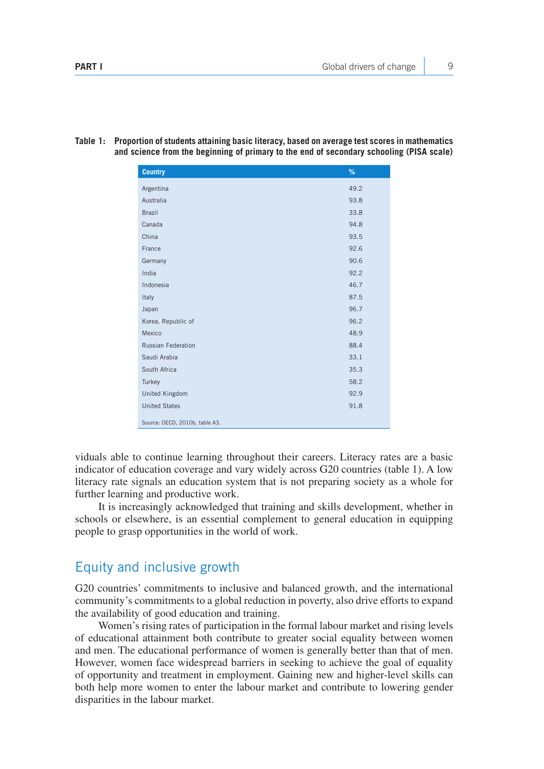**Table 1: Proportion of students attaining basic literacy, based on average test scores in mathematics and science from the beginning of primary to the end of secondary schooling (PISA scale)**

| Country | % |
|---|---|
| Argentina | 49.2 |
| Australia | 93.8 |
| Brazil | 33.8 |
| Canada | 94.8 |
| China | 93.5 |
| France | 92.6 |
| Germany | 90.6 |
| India | 92.2 |
| Indonesia | 46.7 |
| Italy | 87.5 |
| Japan | 96.7 |
| Korea, Republic of | 96.2 |
| Mexico | 48.9 |
| Russian Federation | 88.4 |
| Saudi Arabia | 33.1 |
| South Africa | 35.3 |
| Turkey | 58.2 |
| United Kingdom | 92.9 |
| United States | 91.8 |

Source: OECD, 2010b, table A3.

viduals able to continue learning throughout their careers. Literacy rates are a basic indicator of education coverage and vary widely across G20 countries (table 1). A low literacy rate signals an education system that is not preparing society as a whole for further learning and productive work.

It is increasingly acknowledged that training and skills development, whether in schools or elsewhere, is an essential complement to general education in equipping people to grasp opportunities in the world of work.

## Equity and inclusive growth

G20 countries' commitments to inclusive and balanced growth, and the international community's commitments to a global reduction in poverty, also drive efforts to expand the availability of good education and training.

Women's rising rates of participation in the formal labour market and rising levels of educational attainment both contribute to greater social equality between women and men. The educational performance of women is generally better than that of men. However, women face widespread barriers in seeking to achieve the goal of equality of opportunity and treatment in employment. Gaining new and higher-level skills can both help more women to enter the labour market and contribute to lowering gender disparities in the labour market.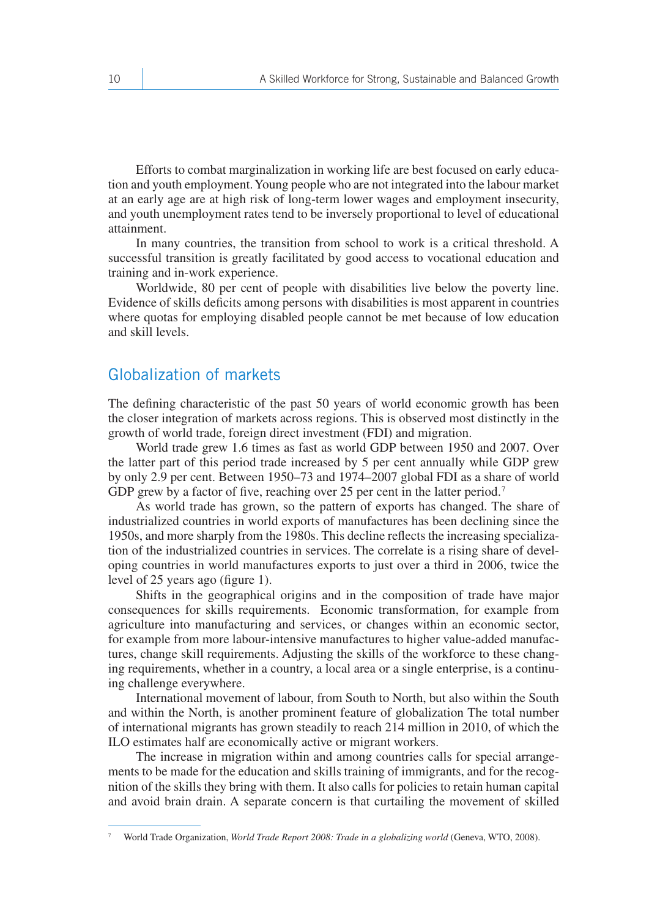Efforts to combat marginalization in working life are best focused on early education and youth employment. Young people who are not integrated into the labour market at an early age are at high risk of long-term lower wages and employment insecurity, and youth unemployment rates tend to be inversely proportional to level of educational attainment.

In many countries, the transition from school to work is a critical threshold. A successful transition is greatly facilitated by good access to vocational education and training and in-work experience.

Worldwide, 80 per cent of people with disabilities live below the poverty line. Evidence of skills deficits among persons with disabilities is most apparent in countries where quotas for employing disabled people cannot be met because of low education and skill levels.

## Globalization of markets

The defining characteristic of the past 50 years of world economic growth has been the closer integration of markets across regions. This is observed most distinctly in the growth of world trade, foreign direct investment (FDI) and migration.

World trade grew 1.6 times as fast as world GDP between 1950 and 2007. Over the latter part of this period trade increased by 5 per cent annually while GDP grew by only 2.9 per cent. Between 1950–73 and 1974–2007 global FDI as a share of world GDP grew by a factor of five, reaching over 25 per cent in the latter period.[7]

As world trade has grown, so the pattern of exports has changed. The share of industrialized countries in world exports of manufactures has been declining since the 1950s, and more sharply from the 1980s. This decline reflects the increasing specialization of the industrialized countries in services. The correlate is a rising share of developing countries in world manufactures exports to just over a third in 2006, twice the level of 25 years ago (figure 1).

Shifts in the geographical origins and in the composition of trade have major consequences for skills requirements. Economic transformation, for example from agriculture into manufacturing and services, or changes within an economic sector, for example from more labour-intensive manufactures to higher value-added manufactures, change skill requirements. Adjusting the skills of the workforce to these changing requirements, whether in a country, a local area or a single enterprise, is a continuing challenge everywhere.

International movement of labour, from South to North, but also within the South and within the North, is another prominent feature of globalization The total number of international migrants has grown steadily to reach 214 million in 2010, of which the ILO estimates half are economically active or migrant workers.

The increase in migration within and among countries calls for special arrangements to be made for the education and skills training of immigrants, and for the recognition of the skills they bring with them. It also calls for policies to retain human capital and avoid brain drain. A separate concern is that curtailing the movement of skilled

---

[7] World Trade Organization, *World Trade Report 2008: Trade in a globalizing world* (Geneva, WTO, 2008).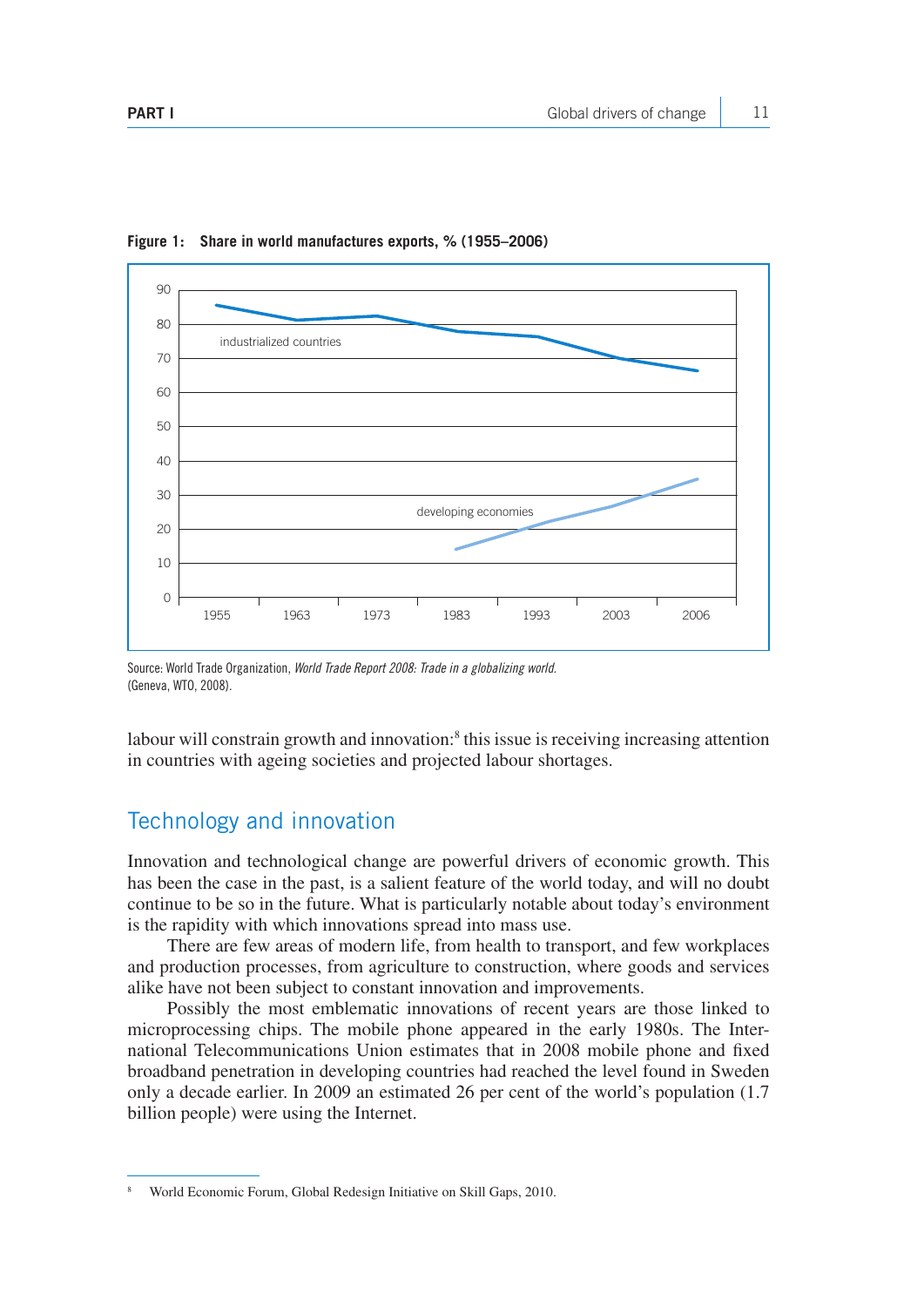**Figure 1: Share in world manufactures exports, % (1955–2006)**

Source: World Trade Organization, *World Trade Report 2008: Trade in a globalizing world.* (Geneva, WTO, 2008).

labour will constrain growth and innovation:[8] this issue is receiving increasing attention in countries with ageing societies and projected labour shortages.

## Technology and innovation

Innovation and technological change are powerful drivers of economic growth. This has been the case in the past, is a salient feature of the world today, and will no doubt continue to be so in the future. What is particularly notable about today's environment is the rapidity with which innovations spread into mass use.

There are few areas of modern life, from health to transport, and few workplaces and production processes, from agriculture to construction, where goods and services alike have not been subject to constant innovation and improvements.

Possibly the most emblematic innovations of recent years are those linked to microprocessing chips. The mobile phone appeared in the early 1980s. The International Telecommunications Union estimates that in 2008 mobile phone and fixed broadband penetration in developing countries had reached the level found in Sweden only a decade earlier. In 2009 an estimated 26 per cent of the world's population (1.7 billion people) were using the Internet.

---

[8] World Economic Forum, Global Redesign Initiative on Skill Gaps, 2010.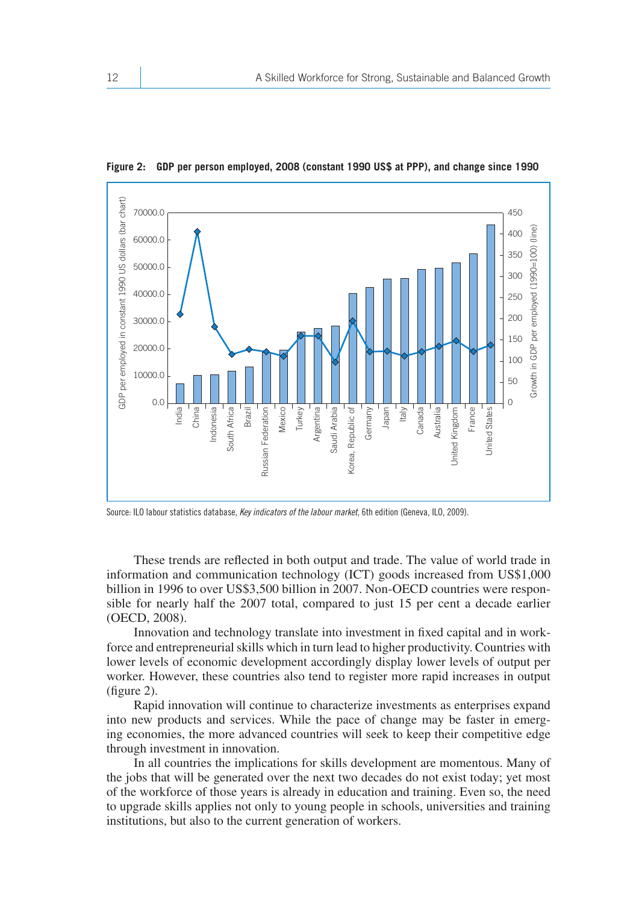**Figure 2: GDP per person employed, 2008 (constant 1990 US$ at PPP), and change since 1990**

Source: ILO labour statistics database, *Key indicators of the labour market*, 6th edition (Geneva, ILO, 2009).

These trends are reflected in both output and trade. The value of world trade in information and communication technology (ICT) goods increased from US$1,000 billion in 1996 to over US$3,500 billion in 2007. Non-OECD countries were responsible for nearly half the 2007 total, compared to just 15 per cent a decade earlier (OECD, 2008).

Innovation and technology translate into investment in fixed capital and in workforce and entrepreneurial skills which in turn lead to higher productivity. Countries with lower levels of economic development accordingly display lower levels of output per worker. However, these countries also tend to register more rapid increases in output (figure 2).

Rapid innovation will continue to characterize investments as enterprises expand into new products and services. While the pace of change may be faster in emerging economies, the more advanced countries will seek to keep their competitive edge through investment in innovation.

In all countries the implications for skills development are momentous. Many of the jobs that will be generated over the next two decades do not exist today; yet most of the workforce of those years is already in education and training. Even so, the need to upgrade skills applies not only to young people in schools, universities and training institutions, but also to the current generation of workers.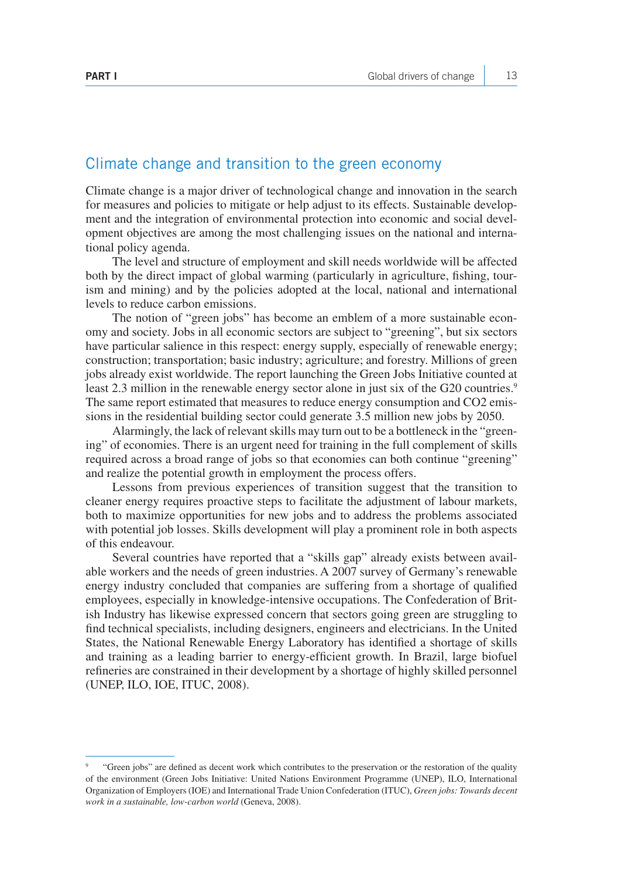## Climate change and transition to the green economy

Climate change is a major driver of technological change and innovation in the search for measures and policies to mitigate or help adjust to its effects. Sustainable development and the integration of environmental protection into economic and social development objectives are among the most challenging issues on the national and international policy agenda.

The level and structure of employment and skill needs worldwide will be affected both by the direct impact of global warming (particularly in agriculture, fishing, tourism and mining) and by the policies adopted at the local, national and international levels to reduce carbon emissions.

The notion of "green jobs" has become an emblem of a more sustainable economy and society. Jobs in all economic sectors are subject to "greening", but six sectors have particular salience in this respect: energy supply, especially of renewable energy; construction; transportation; basic industry; agriculture; and forestry. Millions of green jobs already exist worldwide. The report launching the Green Jobs Initiative counted at least 2.3 million in the renewable energy sector alone in just six of the G20 countries.[9] The same report estimated that measures to reduce energy consumption and $CO_2$ emissions in the residential building sector could generate 3.5 million new jobs by 2050.

Alarmingly, the lack of relevant skills may turn out to be a bottleneck in the "greening" of economies. There is an urgent need for training in the full complement of skills required across a broad range of jobs so that economies can both continue "greening" and realize the potential growth in employment the process offers.

Lessons from previous experiences of transition suggest that the transition to cleaner energy requires proactive steps to facilitate the adjustment of labour markets, both to maximize opportunities for new jobs and to address the problems associated with potential job losses. Skills development will play a prominent role in both aspects of this endeavour.

Several countries have reported that a "skills gap" already exists between available workers and the needs of green industries. A 2007 survey of Germany's renewable energy industry concluded that companies are suffering from a shortage of qualified employees, especially in knowledge-intensive occupations. The Confederation of British Industry has likewise expressed concern that sectors going green are struggling to find technical specialists, including designers, engineers and electricians. In the United States, the National Renewable Energy Laboratory has identified a shortage of skills and training as a leading barrier to energy-efficient growth. In Brazil, large biofuel refineries are constrained in their development by a shortage of highly skilled personnel (UNEP, ILO, IOE, ITUC, 2008).

---

[9] "Green jobs" are defined as decent work which contributes to the preservation or the restoration of the quality of the environment (Green Jobs Initiative: United Nations Environment Programme (UNEP), ILO, International Organization of Employers (IOE) and International Trade Union Confederation (ITUC), *Green jobs: Towards decent work in a sustainable, low-carbon world* (Geneva, 2008).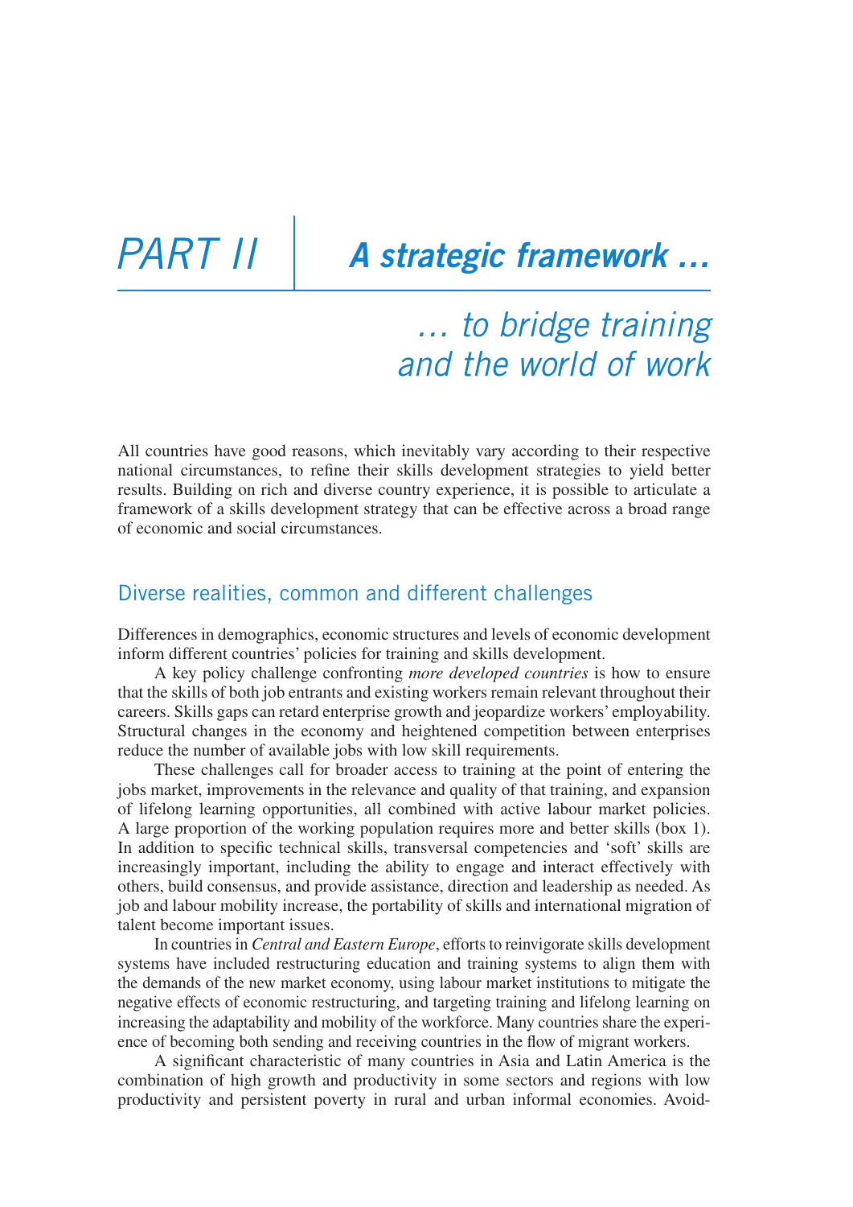# PART II | A strategic framework …

## … to bridge training and the world of work

All countries have good reasons, which inevitably vary according to their respective national circumstances, to refine their skills development strategies to yield better results. Building on rich and diverse country experience, it is possible to articulate a framework of a skills development strategy that can be effective across a broad range of economic and social circumstances.

### Diverse realities, common and different challenges

Differences in demographics, economic structures and levels of economic development inform different countries' policies for training and skills development.

A key policy challenge confronting *more developed countries* is how to ensure that the skills of both job entrants and existing workers remain relevant throughout their careers. Skills gaps can retard enterprise growth and jeopardize workers' employability. Structural changes in the economy and heightened competition between enterprises reduce the number of available jobs with low skill requirements.

These challenges call for broader access to training at the point of entering the jobs market, improvements in the relevance and quality of that training, and expansion of lifelong learning opportunities, all combined with active labour market policies. A large proportion of the working population requires more and better skills (box 1). In addition to specific technical skills, transversal competencies and 'soft' skills are increasingly important, including the ability to engage and interact effectively with others, build consensus, and provide assistance, direction and leadership as needed. As job and labour mobility increase, the portability of skills and international migration of talent become important issues.

In countries in *Central and Eastern Europe*, efforts to reinvigorate skills development systems have included restructuring education and training systems to align them with the demands of the new market economy, using labour market institutions to mitigate the negative effects of economic restructuring, and targeting training and lifelong learning on increasing the adaptability and mobility of the workforce. Many countries share the experience of becoming both sending and receiving countries in the flow of migrant workers.

A significant characteristic of many countries in Asia and Latin America is the combination of high growth and productivity in some sectors and regions with low productivity and persistent poverty in rural and urban informal economies. Avoid-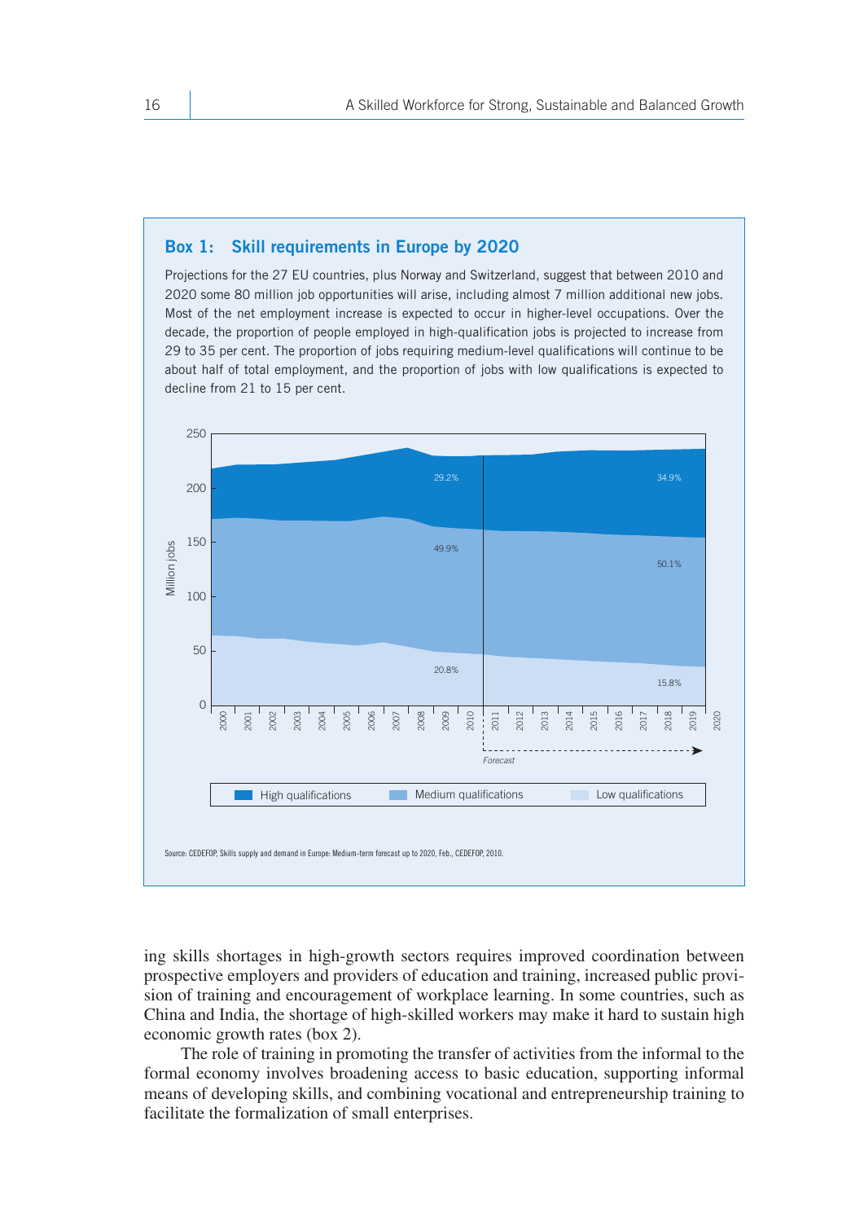## Box 1: Skill requirements in Europe by 2020

Projections for the 27 EU countries, plus Norway and Switzerland, suggest that between 2010 and 2020 some 80 million job opportunities will arise, including almost 7 million additional new jobs. Most of the net employment increase is expected to occur in higher-level occupations. Over the decade, the proportion of people employed in high-qualification jobs is projected to increase from 29 to 35 per cent. The proportion of jobs requiring medium-level qualifications will continue to be about half of total employment, and the proportion of jobs with low qualifications is expected to decline from 21 to 15 per cent.

Source: CEDEFOP, Skills supply and demand in Europe: Medium-term forecast up to 2020, Feb., CEDEFOP, 2010.

ing skills shortages in high-growth sectors requires improved coordination between prospective employers and providers of education and training, increased public provision of training and encouragement of workplace learning. In some countries, such as China and India, the shortage of high-skilled workers may make it hard to sustain high economic growth rates (box 2).

The role of training in promoting the transfer of activities from the informal to the formal economy involves broadening access to basic education, supporting informal means of developing skills, and combining vocational and entrepreneurship training to facilitate the formalization of small enterprises.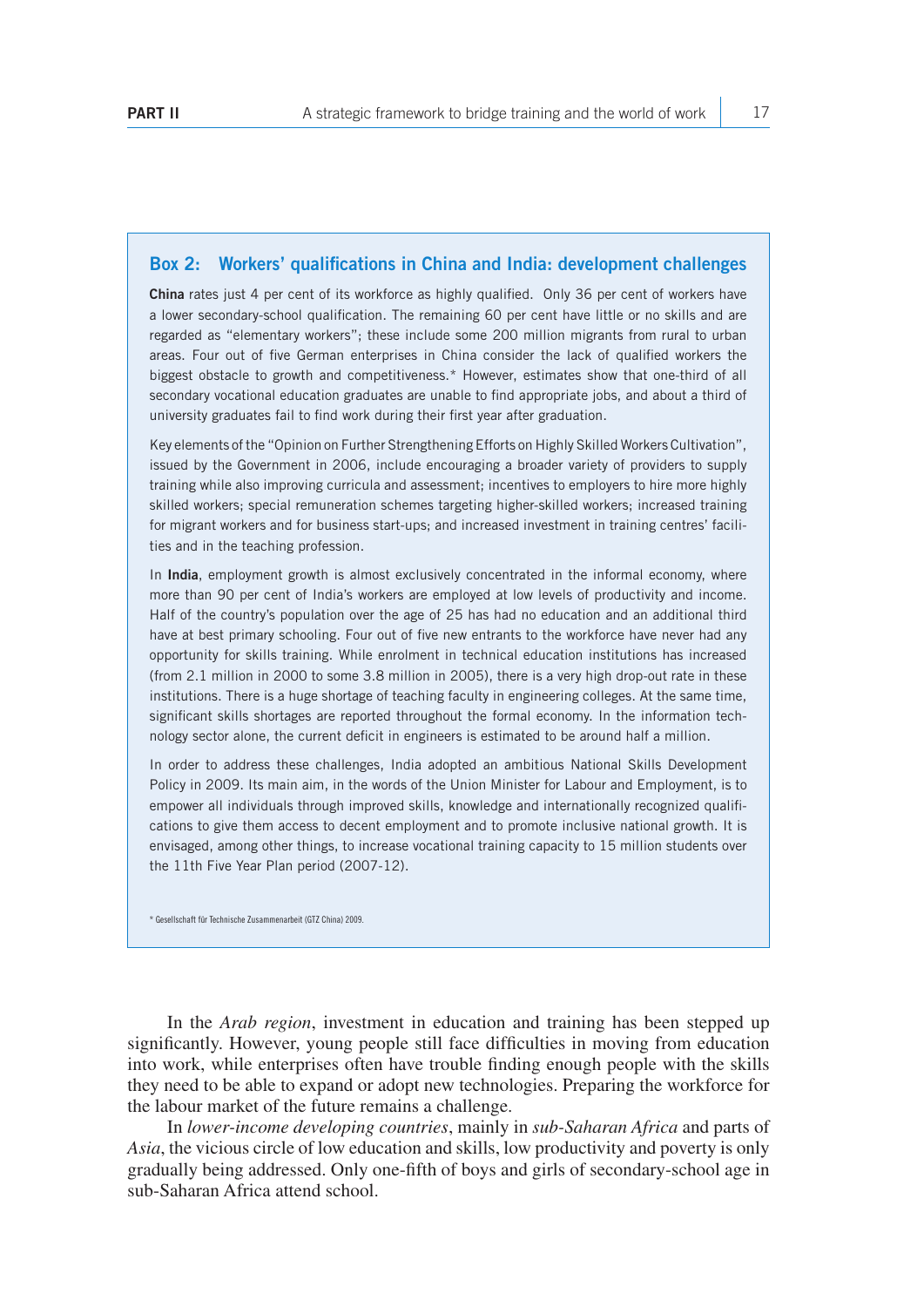### Box 2: Workers' qualifications in China and India: development challenges

**China** rates just 4 per cent of its workforce as highly qualified. Only 36 per cent of workers have a lower secondary-school qualification. The remaining 60 per cent have little or no skills and are regarded as "elementary workers"; these include some 200 million migrants from rural to urban areas. Four out of five German enterprises in China consider the lack of qualified workers the biggest obstacle to growth and competitiveness.* However, estimates show that one-third of all secondary vocational education graduates are unable to find appropriate jobs, and about a third of university graduates fail to find work during their first year after graduation.

Key elements of the "Opinion on Further Strengthening Efforts on Highly Skilled Workers Cultivation", issued by the Government in 2006, include encouraging a broader variety of providers to supply training while also improving curricula and assessment; incentives to employers to hire more highly skilled workers; special remuneration schemes targeting higher-skilled workers; increased training for migrant workers and for business start-ups; and increased investment in training centres' facilities and in the teaching profession.

In **India**, employment growth is almost exclusively concentrated in the informal economy, where more than 90 per cent of India's workers are employed at low levels of productivity and income. Half of the country's population over the age of 25 has had no education and an additional third have at best primary schooling. Four out of five new entrants to the workforce have never had any opportunity for skills training. While enrolment in technical education institutions has increased (from 2.1 million in 2000 to some 3.8 million in 2005), there is a very high drop-out rate in these institutions. There is a huge shortage of teaching faculty in engineering colleges. At the same time, significant skills shortages are reported throughout the formal economy. In the information technology sector alone, the current deficit in engineers is estimated to be around half a million.

In order to address these challenges, India adopted an ambitious National Skills Development Policy in 2009. Its main aim, in the words of the Union Minister for Labour and Employment, is to empower all individuals through improved skills, knowledge and internationally recognized qualifications to give them access to decent employment and to promote inclusive national growth. It is envisaged, among other things, to increase vocational training capacity to 15 million students over the 11th Five Year Plan period (2007-12).

* Gesellschaft für Technische Zusammenarbeit (GTZ China) 2009.

In the *Arab region*, investment in education and training has been stepped up significantly. However, young people still face difficulties in moving from education into work, while enterprises often have trouble finding enough people with the skills they need to be able to expand or adopt new technologies. Preparing the workforce for the labour market of the future remains a challenge.

In *lower-income developing countries*, mainly in *sub-Saharan Africa* and parts of *Asia*, the vicious circle of low education and skills, low productivity and poverty is only gradually being addressed. Only one-fifth of boys and girls of secondary-school age in sub-Saharan Africa attend school.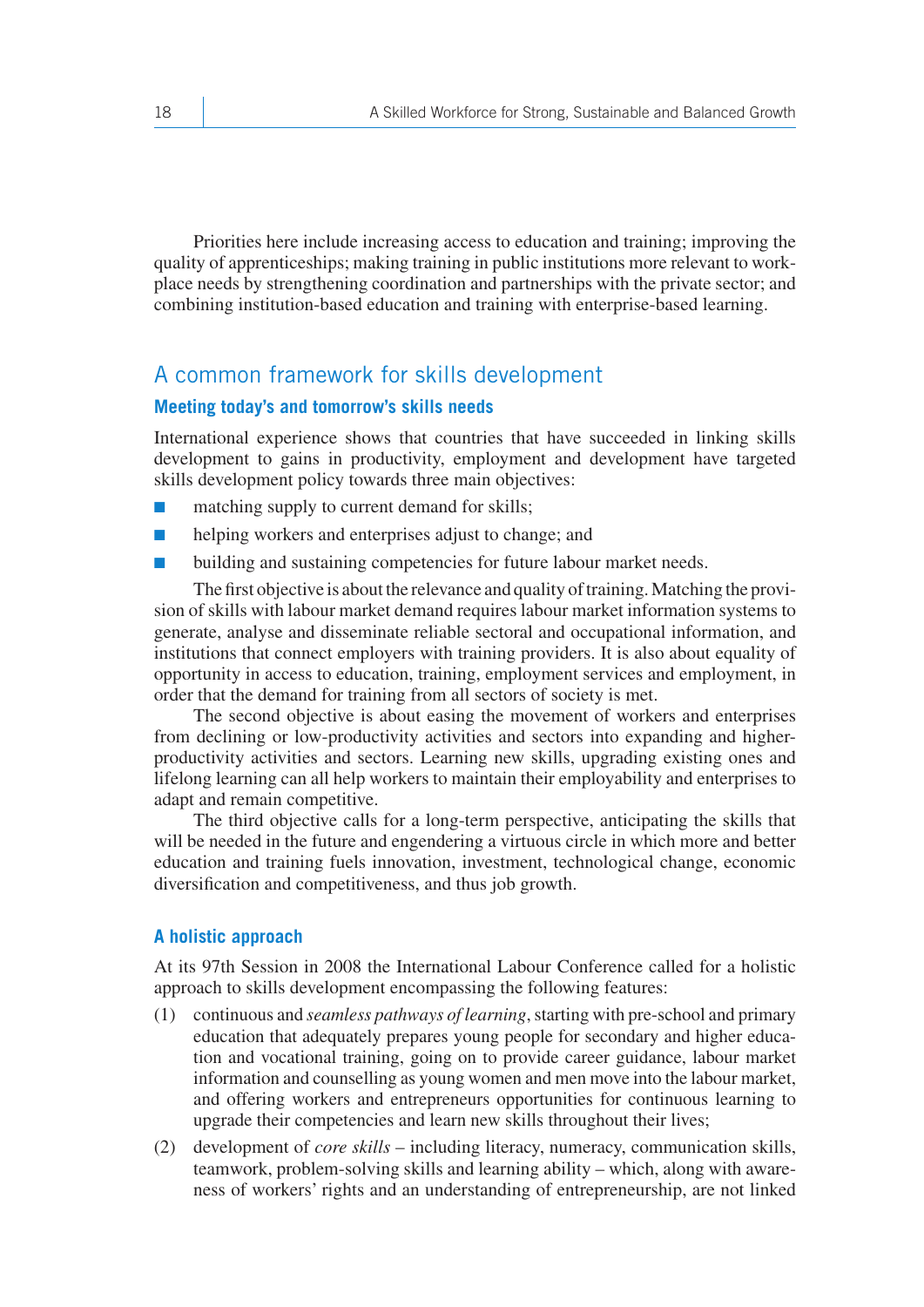Priorities here include increasing access to education and training; improving the quality of apprenticeships; making training in public institutions more relevant to workplace needs by strengthening coordination and partnerships with the private sector; and combining institution-based education and training with enterprise-based learning.

## A common framework for skills development

### Meeting today's and tomorrow's skills needs

International experience shows that countries that have succeeded in linking skills development to gains in productivity, employment and development have targeted skills development policy towards three main objectives:

- matching supply to current demand for skills;
- helping workers and enterprises adjust to change; and
- building and sustaining competencies for future labour market needs.

The first objective is about the relevance and quality of training. Matching the provision of skills with labour market demand requires labour market information systems to generate, analyse and disseminate reliable sectoral and occupational information, and institutions that connect employers with training providers. It is also about equality of opportunity in access to education, training, employment services and employment, in order that the demand for training from all sectors of society is met.

The second objective is about easing the movement of workers and enterprises from declining or low-productivity activities and sectors into expanding and higher-productivity activities and sectors. Learning new skills, upgrading existing ones and lifelong learning can all help workers to maintain their employability and enterprises to adapt and remain competitive.

The third objective calls for a long-term perspective, anticipating the skills that will be needed in the future and engendering a virtuous circle in which more and better education and training fuels innovation, investment, technological change, economic diversification and competitiveness, and thus job growth.

### A holistic approach

At its 97th Session in 2008 the International Labour Conference called for a holistic approach to skills development encompassing the following features:

(1) continuous and *seamless pathways of learning*, starting with pre-school and primary education that adequately prepares young people for secondary and higher education and vocational training, going on to provide career guidance, labour market information and counselling as young women and men move into the labour market, and offering workers and entrepreneurs opportunities for continuous learning to upgrade their competencies and learn new skills throughout their lives;

(2) development of *core skills* – including literacy, numeracy, communication skills, teamwork, problem-solving skills and learning ability – which, along with awareness of workers' rights and an understanding of entrepreneurship, are not linked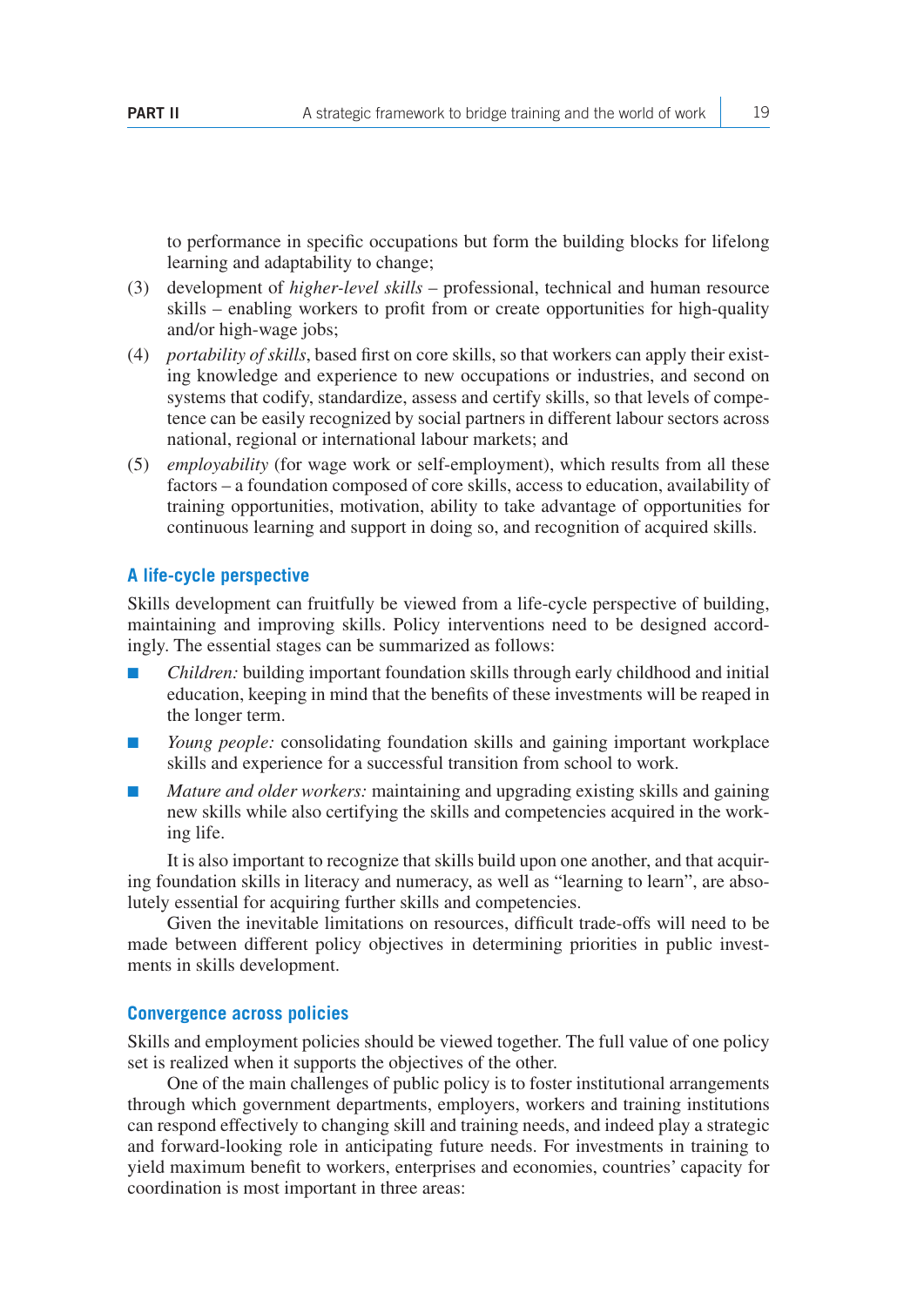to performance in specific occupations but form the building blocks for lifelong learning and adaptability to change;

(3) development of *higher-level skills* – professional, technical and human resource skills – enabling workers to profit from or create opportunities for high-quality and/or high-wage jobs;

(4) *portability of skills*, based first on core skills, so that workers can apply their existing knowledge and experience to new occupations or industries, and second on systems that codify, standardize, assess and certify skills, so that levels of competence can be easily recognized by social partners in different labour sectors across national, regional or international labour markets; and

(5) *employability* (for wage work or self-employment), which results from all these factors – a foundation composed of core skills, access to education, availability of training opportunities, motivation, ability to take advantage of opportunities for continuous learning and support in doing so, and recognition of acquired skills.

### A life-cycle perspective

Skills development can fruitfully be viewed from a life-cycle perspective of building, maintaining and improving skills. Policy interventions need to be designed accordingly. The essential stages can be summarized as follows:

- *Children:* building important foundation skills through early childhood and initial education, keeping in mind that the benefits of these investments will be reaped in the longer term.
- *Young people:* consolidating foundation skills and gaining important workplace skills and experience for a successful transition from school to work.
- *Mature and older workers:* maintaining and upgrading existing skills and gaining new skills while also certifying the skills and competencies acquired in the working life.

It is also important to recognize that skills build upon one another, and that acquiring foundation skills in literacy and numeracy, as well as "learning to learn", are absolutely essential for acquiring further skills and competencies.

Given the inevitable limitations on resources, difficult trade-offs will need to be made between different policy objectives in determining priorities in public investments in skills development.

### Convergence across policies

Skills and employment policies should be viewed together. The full value of one policy set is realized when it supports the objectives of the other.

One of the main challenges of public policy is to foster institutional arrangements through which government departments, employers, workers and training institutions can respond effectively to changing skill and training needs, and indeed play a strategic and forward-looking role in anticipating future needs. For investments in training to yield maximum benefit to workers, enterprises and economies, countries' capacity for coordination is most important in three areas: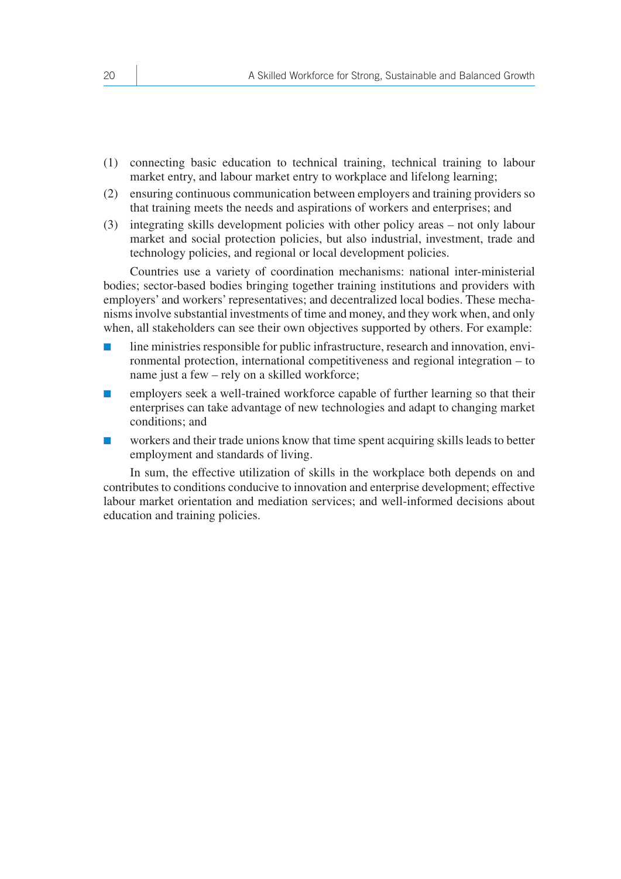(1) connecting basic education to technical training, technical training to labour market entry, and labour market entry to workplace and lifelong learning;

(2) ensuring continuous communication between employers and training providers so that training meets the needs and aspirations of workers and enterprises; and

(3) integrating skills development policies with other policy areas – not only labour market and social protection policies, but also industrial, investment, trade and technology policies, and regional or local development policies.

Countries use a variety of coordination mechanisms: national inter-ministerial bodies; sector-based bodies bringing together training institutions and providers with employers' and workers' representatives; and decentralized local bodies. These mechanisms involve substantial investments of time and money, and they work when, and only when, all stakeholders can see their own objectives supported by others. For example:

- line ministries responsible for public infrastructure, research and innovation, environmental protection, international competitiveness and regional integration – to name just a few – rely on a skilled workforce;
- employers seek a well-trained workforce capable of further learning so that their enterprises can take advantage of new technologies and adapt to changing market conditions; and
- workers and their trade unions know that time spent acquiring skills leads to better employment and standards of living.

In sum, the effective utilization of skills in the workplace both depends on and contributes to conditions conducive to innovation and enterprise development; effective labour market orientation and mediation services; and well-informed decisions about education and training policies.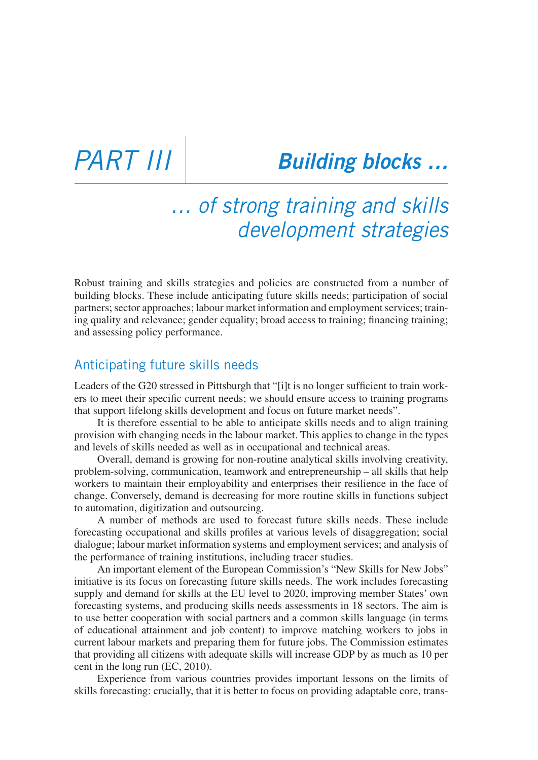# PART III Building blocks …

## … of strong training and skills development strategies

Robust training and skills strategies and policies are constructed from a number of building blocks. These include anticipating future skills needs; participation of social partners; sector approaches; labour market information and employment services; training quality and relevance; gender equality; broad access to training; financing training; and assessing policy performance.

### Anticipating future skills needs

Leaders of the G20 stressed in Pittsburgh that "[i]t is no longer sufficient to train workers to meet their specific current needs; we should ensure access to training programs that support lifelong skills development and focus on future market needs".

It is therefore essential to be able to anticipate skills needs and to align training provision with changing needs in the labour market. This applies to change in the types and levels of skills needed as well as in occupational and technical areas.

Overall, demand is growing for non-routine analytical skills involving creativity, problem-solving, communication, teamwork and entrepreneurship – all skills that help workers to maintain their employability and enterprises their resilience in the face of change. Conversely, demand is decreasing for more routine skills in functions subject to automation, digitization and outsourcing.

A number of methods are used to forecast future skills needs. These include forecasting occupational and skills profiles at various levels of disaggregation; social dialogue; labour market information systems and employment services; and analysis of the performance of training institutions, including tracer studies.

An important element of the European Commission's "New Skills for New Jobs" initiative is its focus on forecasting future skills needs. The work includes forecasting supply and demand for skills at the EU level to 2020, improving member States' own forecasting systems, and producing skills needs assessments in 18 sectors. The aim is to use better cooperation with social partners and a common skills language (in terms of educational attainment and job content) to improve matching workers to jobs in current labour markets and preparing them for future jobs. The Commission estimates that providing all citizens with adequate skills will increase GDP by as much as 10 per cent in the long run (EC, 2010).

Experience from various countries provides important lessons on the limits of skills forecasting: crucially, that it is better to focus on providing adaptable core, trans-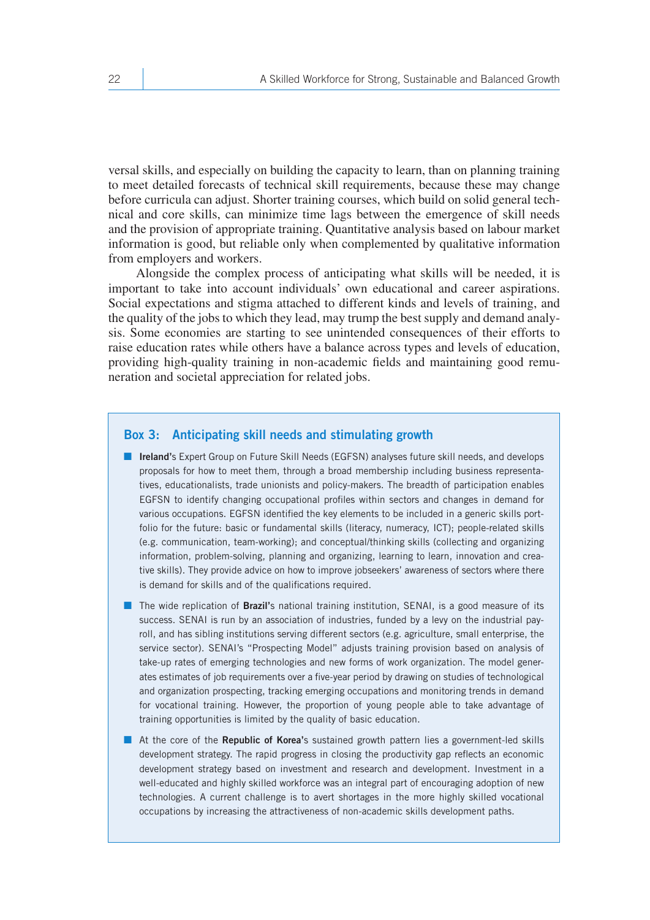versal skills, and especially on building the capacity to learn, than on planning training to meet detailed forecasts of technical skill requirements, because these may change before curricula can adjust. Shorter training courses, which build on solid general technical and core skills, can minimize time lags between the emergence of skill needs and the provision of appropriate training. Quantitative analysis based on labour market information is good, but reliable only when complemented by qualitative information from employers and workers.

Alongside the complex process of anticipating what skills will be needed, it is important to take into account individuals' own educational and career aspirations. Social expectations and stigma attached to different kinds and levels of training, and the quality of the jobs to which they lead, may trump the best supply and demand analysis. Some economies are starting to see unintended consequences of their efforts to raise education rates while others have a balance across types and levels of education, providing high-quality training in non-academic fields and maintaining good remuneration and societal appreciation for related jobs.

### Box 3: Anticipating skill needs and stimulating growth

- **Ireland**'s Expert Group on Future Skill Needs (EGFSN) analyses future skill needs, and develops proposals for how to meet them, through a broad membership including business representatives, educationalists, trade unionists and policy-makers. The breadth of participation enables EGFSN to identify changing occupational profiles within sectors and changes in demand for various occupations. EGFSN identified the key elements to be included in a generic skills portfolio for the future: basic or fundamental skills (literacy, numeracy, ICT); people-related skills (e.g. communication, team-working); and conceptual/thinking skills (collecting and organizing information, problem-solving, planning and organizing, learning to learn, innovation and creative skills). They provide advice on how to improve jobseekers' awareness of sectors where there is demand for skills and of the qualifications required.
- The wide replication of **Brazil**'s national training institution, SENAI, is a good measure of its success. SENAI is run by an association of industries, funded by a levy on the industrial payroll, and has sibling institutions serving different sectors (e.g. agriculture, small enterprise, the service sector). SENAI's "Prospecting Model" adjusts training provision based on analysis of take-up rates of emerging technologies and new forms of work organization. The model generates estimates of job requirements over a five-year period by drawing on studies of technological and organization prospecting, tracking emerging occupations and monitoring trends in demand for vocational training. However, the proportion of young people able to take advantage of training opportunities is limited by the quality of basic education.
- At the core of the **Republic of Korea**'s sustained growth pattern lies a government-led skills development strategy. The rapid progress in closing the productivity gap reflects an economic development strategy based on investment and research and development. Investment in a well-educated and highly skilled workforce was an integral part of encouraging adoption of new technologies. A current challenge is to avert shortages in the more highly skilled vocational occupations by increasing the attractiveness of non-academic skills development paths.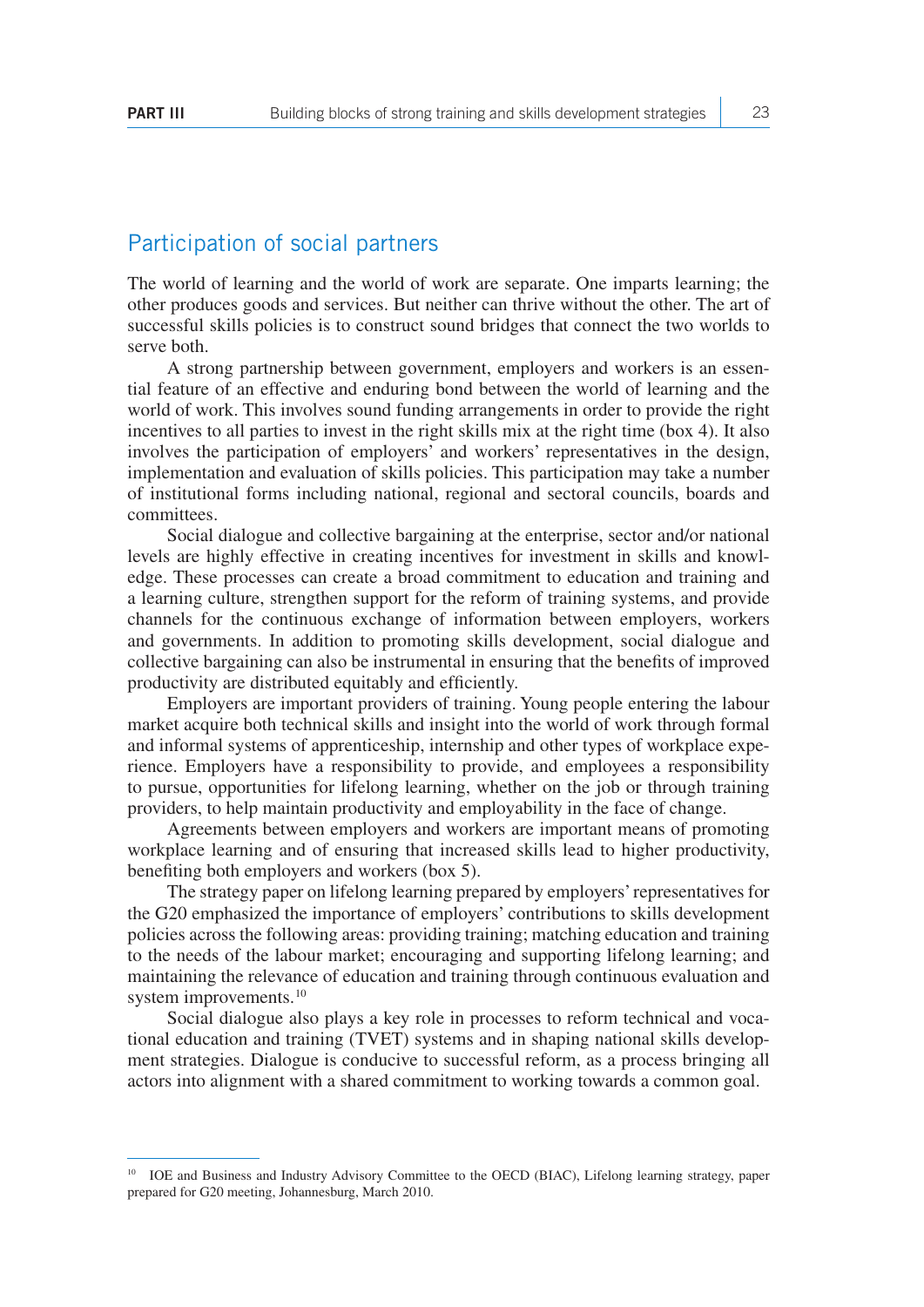## Participation of social partners

The world of learning and the world of work are separate. One imparts learning; the other produces goods and services. But neither can thrive without the other. The art of successful skills policies is to construct sound bridges that connect the two worlds to serve both.

A strong partnership between government, employers and workers is an essential feature of an effective and enduring bond between the world of learning and the world of work. This involves sound funding arrangements in order to provide the right incentives to all parties to invest in the right skills mix at the right time (box 4). It also involves the participation of employers' and workers' representatives in the design, implementation and evaluation of skills policies. This participation may take a number of institutional forms including national, regional and sectoral councils, boards and committees.

Social dialogue and collective bargaining at the enterprise, sector and/or national levels are highly effective in creating incentives for investment in skills and knowledge. These processes can create a broad commitment to education and training and a learning culture, strengthen support for the reform of training systems, and provide channels for the continuous exchange of information between employers, workers and governments. In addition to promoting skills development, social dialogue and collective bargaining can also be instrumental in ensuring that the benefits of improved productivity are distributed equitably and efficiently.

Employers are important providers of training. Young people entering the labour market acquire both technical skills and insight into the world of work through formal and informal systems of apprenticeship, internship and other types of workplace experience. Employers have a responsibility to provide, and employees a responsibility to pursue, opportunities for lifelong learning, whether on the job or through training providers, to help maintain productivity and employability in the face of change.

Agreements between employers and workers are important means of promoting workplace learning and of ensuring that increased skills lead to higher productivity, benefiting both employers and workers (box 5).

The strategy paper on lifelong learning prepared by employers' representatives for the G20 emphasized the importance of employers' contributions to skills development policies across the following areas: providing training; matching education and training to the needs of the labour market; encouraging and supporting lifelong learning; and maintaining the relevance of education and training through continuous evaluation and system improvements.[10]

Social dialogue also plays a key role in processes to reform technical and vocational education and training (TVET) systems and in shaping national skills development strategies. Dialogue is conducive to successful reform, as a process bringing all actors into alignment with a shared commitment to working towards a common goal.

---

[10] IOE and Business and Industry Advisory Committee to the OECD (BIAC), Lifelong learning strategy, paper prepared for G20 meeting, Johannesburg, March 2010.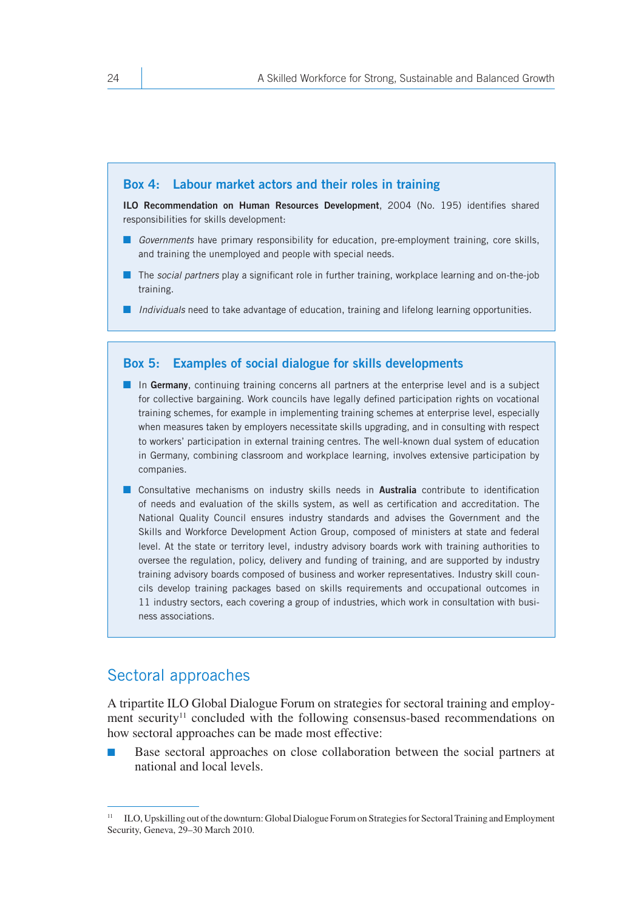### Box 4: Labour market actors and their roles in training

**ILO Recommendation on Human Resources Development**, 2004 (No. 195) identifies shared responsibilities for skills development:

- *Governments* have primary responsibility for education, pre-employment training, core skills, and training the unemployed and people with special needs.
- The *social partners* play a significant role in further training, workplace learning and on-the-job training.
- *Individuals* need to take advantage of education, training and lifelong learning opportunities.

### Box 5: Examples of social dialogue for skills developments

- In **Germany**, continuing training concerns all partners at the enterprise level and is a subject for collective bargaining. Work councils have legally defined participation rights on vocational training schemes, for example in implementing training schemes at enterprise level, especially when measures taken by employers necessitate skills upgrading, and in consulting with respect to workers' participation in external training centres. The well-known dual system of education in Germany, combining classroom and workplace learning, involves extensive participation by companies.
- Consultative mechanisms on industry skills needs in **Australia** contribute to identification of needs and evaluation of the skills system, as well as certification and accreditation. The National Quality Council ensures industry standards and advises the Government and the Skills and Workforce Development Action Group, composed of ministers at state and federal level. At the state or territory level, industry advisory boards work with training authorities to oversee the regulation, policy, delivery and funding of training, and are supported by industry training advisory boards composed of business and worker representatives. Industry skill councils develop training packages based on skills requirements and occupational outcomes in 11 industry sectors, each covering a group of industries, which work in consultation with business associations.

## Sectoral approaches

A tripartite ILO Global Dialogue Forum on strategies for sectoral training and employment security[11] concluded with the following consensus-based recommendations on how sectoral approaches can be made most effective:

- Base sectoral approaches on close collaboration between the social partners at national and local levels.

[11] ILO, Upskilling out of the downturn: Global Dialogue Forum on Strategies for Sectoral Training and Employment Security, Geneva, 29–30 March 2010.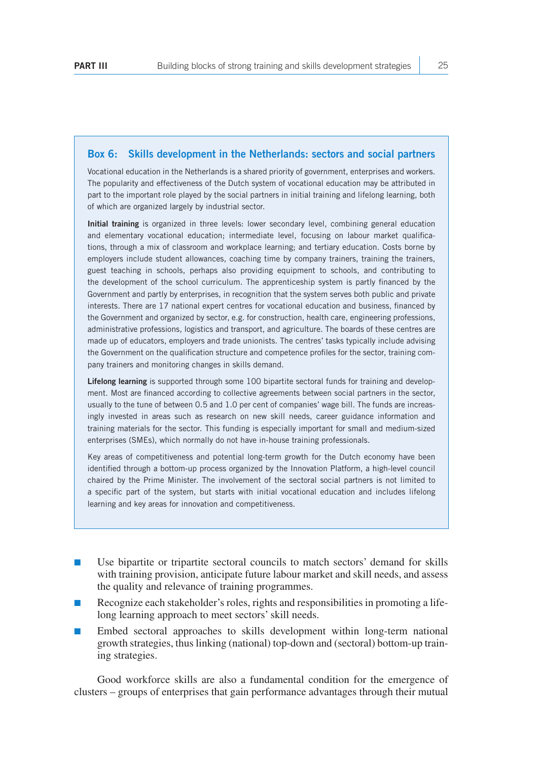### Box 6: Skills development in the Netherlands: sectors and social partners

Vocational education in the Netherlands is a shared priority of government, enterprises and workers. The popularity and effectiveness of the Dutch system of vocational education may be attributed in part to the important role played by the social partners in initial training and lifelong learning, both of which are organized largely by industrial sector.

**Initial training** is organized in three levels: lower secondary level, combining general education and elementary vocational education; intermediate level, focusing on labour market qualifications, through a mix of classroom and workplace learning; and tertiary education. Costs borne by employers include student allowances, coaching time by company trainers, training the trainers, guest teaching in schools, perhaps also providing equipment to schools, and contributing to the development of the school curriculum. The apprenticeship system is partly financed by the Government and partly by enterprises, in recognition that the system serves both public and private interests. There are 17 national expert centres for vocational education and business, financed by the Government and organized by sector, e.g. for construction, health care, engineering professions, administrative professions, logistics and transport, and agriculture. The boards of these centres are made up of educators, employers and trade unionists. The centres' tasks typically include advising the Government on the qualification structure and competence profiles for the sector, training company trainers and monitoring changes in skills demand.

**Lifelong learning** is supported through some 100 bipartite sectoral funds for training and development. Most are financed according to collective agreements between social partners in the sector, usually to the tune of between 0.5 and 1.0 per cent of companies' wage bill. The funds are increasingly invested in areas such as research on new skill needs, career guidance information and training materials for the sector. This funding is especially important for small and medium-sized enterprises (SMEs), which normally do not have in-house training professionals.

Key areas of competitiveness and potential long-term growth for the Dutch economy have been identified through a bottom-up process organized by the Innovation Platform, a high-level council chaired by the Prime Minister. The involvement of the sectoral social partners is not limited to a specific part of the system, but starts with initial vocational education and includes lifelong learning and key areas for innovation and competitiveness.

- Use bipartite or tripartite sectoral councils to match sectors' demand for skills with training provision, anticipate future labour market and skill needs, and assess the quality and relevance of training programmes.
- Recognize each stakeholder's roles, rights and responsibilities in promoting a lifelong learning approach to meet sectors' skill needs.
- Embed sectoral approaches to skills development within long-term national growth strategies, thus linking (national) top-down and (sectoral) bottom-up training strategies.

Good workforce skills are also a fundamental condition for the emergence of clusters – groups of enterprises that gain performance advantages through their mutual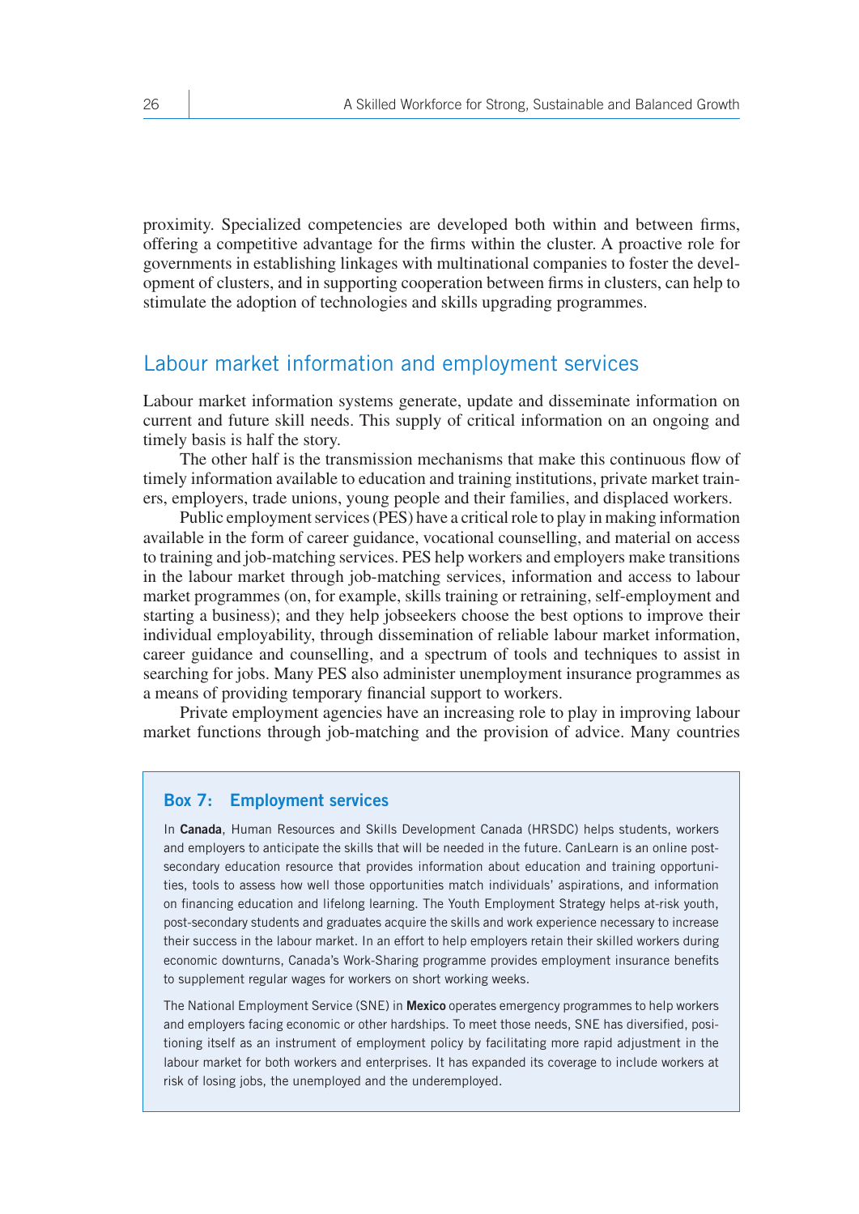proximity. Specialized competencies are developed both within and between firms, offering a competitive advantage for the firms within the cluster. A proactive role for governments in establishing linkages with multinational companies to foster the development of clusters, and in supporting cooperation between firms in clusters, can help to stimulate the adoption of technologies and skills upgrading programmes.

## Labour market information and employment services

Labour market information systems generate, update and disseminate information on current and future skill needs. This supply of critical information on an ongoing and timely basis is half the story.

The other half is the transmission mechanisms that make this continuous flow of timely information available to education and training institutions, private market trainers, employers, trade unions, young people and their families, and displaced workers.

Public employment services (PES) have a critical role to play in making information available in the form of career guidance, vocational counselling, and material on access to training and job-matching services. PES help workers and employers make transitions in the labour market through job-matching services, information and access to labour market programmes (on, for example, skills training or retraining, self-employment and starting a business); and they help jobseekers choose the best options to improve their individual employability, through dissemination of reliable labour market information, career guidance and counselling, and a spectrum of tools and techniques to assist in searching for jobs. Many PES also administer unemployment insurance programmes as a means of providing temporary financial support to workers.

Private employment agencies have an increasing role to play in improving labour market functions through job-matching and the provision of advice. Many countries

### Box 7: Employment services

In **Canada**, Human Resources and Skills Development Canada (HRSDC) helps students, workers and employers to anticipate the skills that will be needed in the future. CanLearn is an online post-secondary education resource that provides information about education and training opportunities, tools to assess how well those opportunities match individuals' aspirations, and information on financing education and lifelong learning. The Youth Employment Strategy helps at-risk youth, post-secondary students and graduates acquire the skills and work experience necessary to increase their success in the labour market. In an effort to help employers retain their skilled workers during economic downturns, Canada's Work-Sharing programme provides employment insurance benefits to supplement regular wages for workers on short working weeks.

The National Employment Service (SNE) in **Mexico** operates emergency programmes to help workers and employers facing economic or other hardships. To meet those needs, SNE has diversified, positioning itself as an instrument of employment policy by facilitating more rapid adjustment in the labour market for both workers and enterprises. It has expanded its coverage to include workers at risk of losing jobs, the unemployed and the underemployed.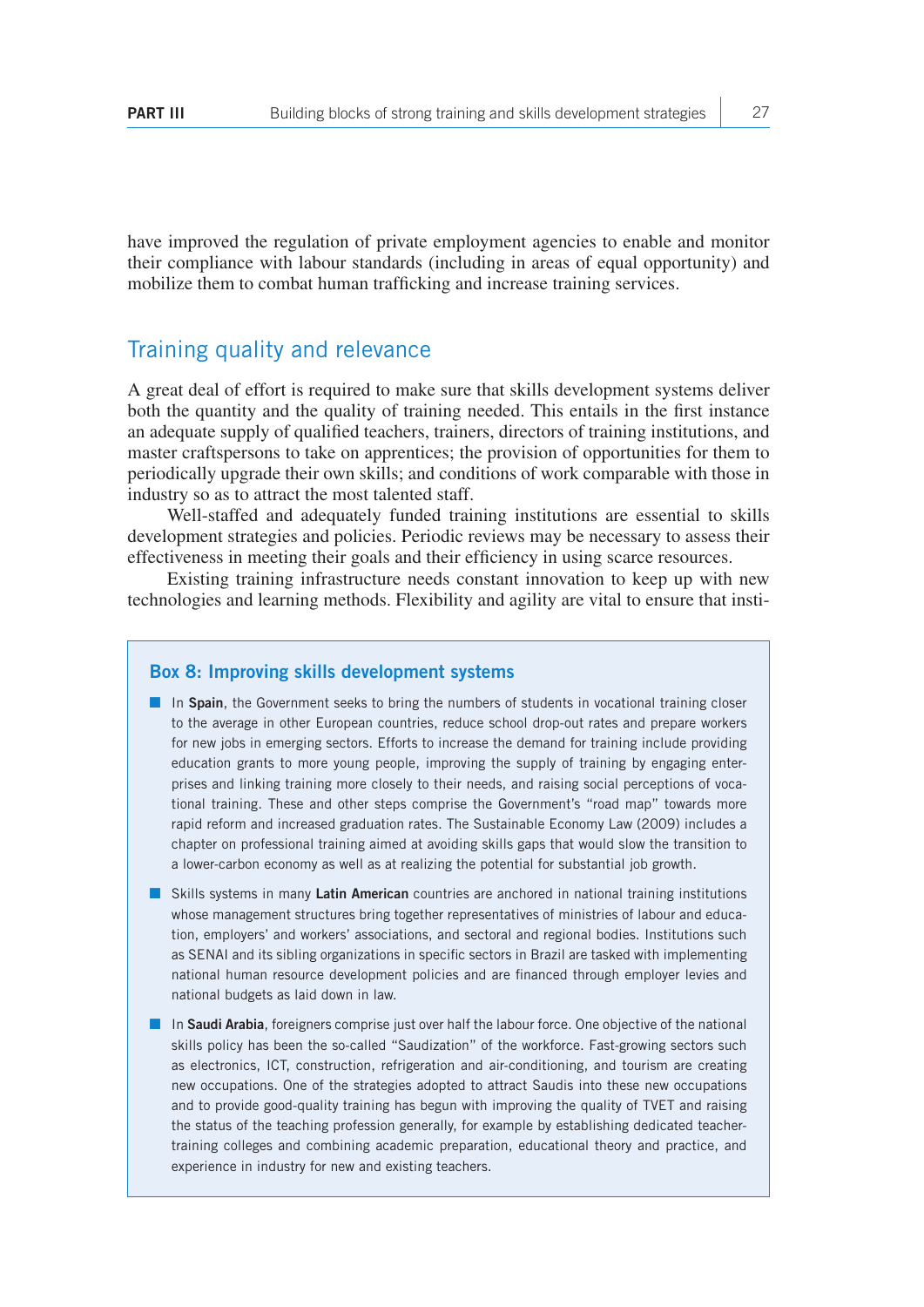have improved the regulation of private employment agencies to enable and monitor their compliance with labour standards (including in areas of equal opportunity) and mobilize them to combat human trafficking and increase training services.

## Training quality and relevance

A great deal of effort is required to make sure that skills development systems deliver both the quantity and the quality of training needed. This entails in the first instance an adequate supply of qualified teachers, trainers, directors of training institutions, and master craftspersons to take on apprentices; the provision of opportunities for them to periodically upgrade their own skills; and conditions of work comparable with those in industry so as to attract the most talented staff.

Well-staffed and adequately funded training institutions are essential to skills development strategies and policies. Periodic reviews may be necessary to assess their effectiveness in meeting their goals and their efficiency in using scarce resources.

Existing training infrastructure needs constant innovation to keep up with new technologies and learning methods. Flexibility and agility are vital to ensure that insti-

### Box 8: Improving skills development systems

- In **Spain**, the Government seeks to bring the numbers of students in vocational training closer to the average in other European countries, reduce school drop-out rates and prepare workers for new jobs in emerging sectors. Efforts to increase the demand for training include providing education grants to more young people, improving the supply of training by engaging enterprises and linking training more closely to their needs, and raising social perceptions of vocational training. These and other steps comprise the Government's "road map" towards more rapid reform and increased graduation rates. The Sustainable Economy Law (2009) includes a chapter on professional training aimed at avoiding skills gaps that would slow the transition to a lower-carbon economy as well as at realizing the potential for substantial job growth.
- Skills systems in many **Latin American** countries are anchored in national training institutions whose management structures bring together representatives of ministries of labour and education, employers' and workers' associations, and sectoral and regional bodies. Institutions such as SENAI and its sibling organizations in specific sectors in Brazil are tasked with implementing national human resource development policies and are financed through employer levies and national budgets as laid down in law.
- In **Saudi Arabia**, foreigners comprise just over half the labour force. One objective of the national skills policy has been the so-called "Saudization" of the workforce. Fast-growing sectors such as electronics, ICT, construction, refrigeration and air-conditioning, and tourism are creating new occupations. One of the strategies adopted to attract Saudis into these new occupations and to provide good-quality training has begun with improving the quality of TVET and raising the status of the teaching profession generally, for example by establishing dedicated teacher-training colleges and combining academic preparation, educational theory and practice, and experience in industry for new and existing teachers.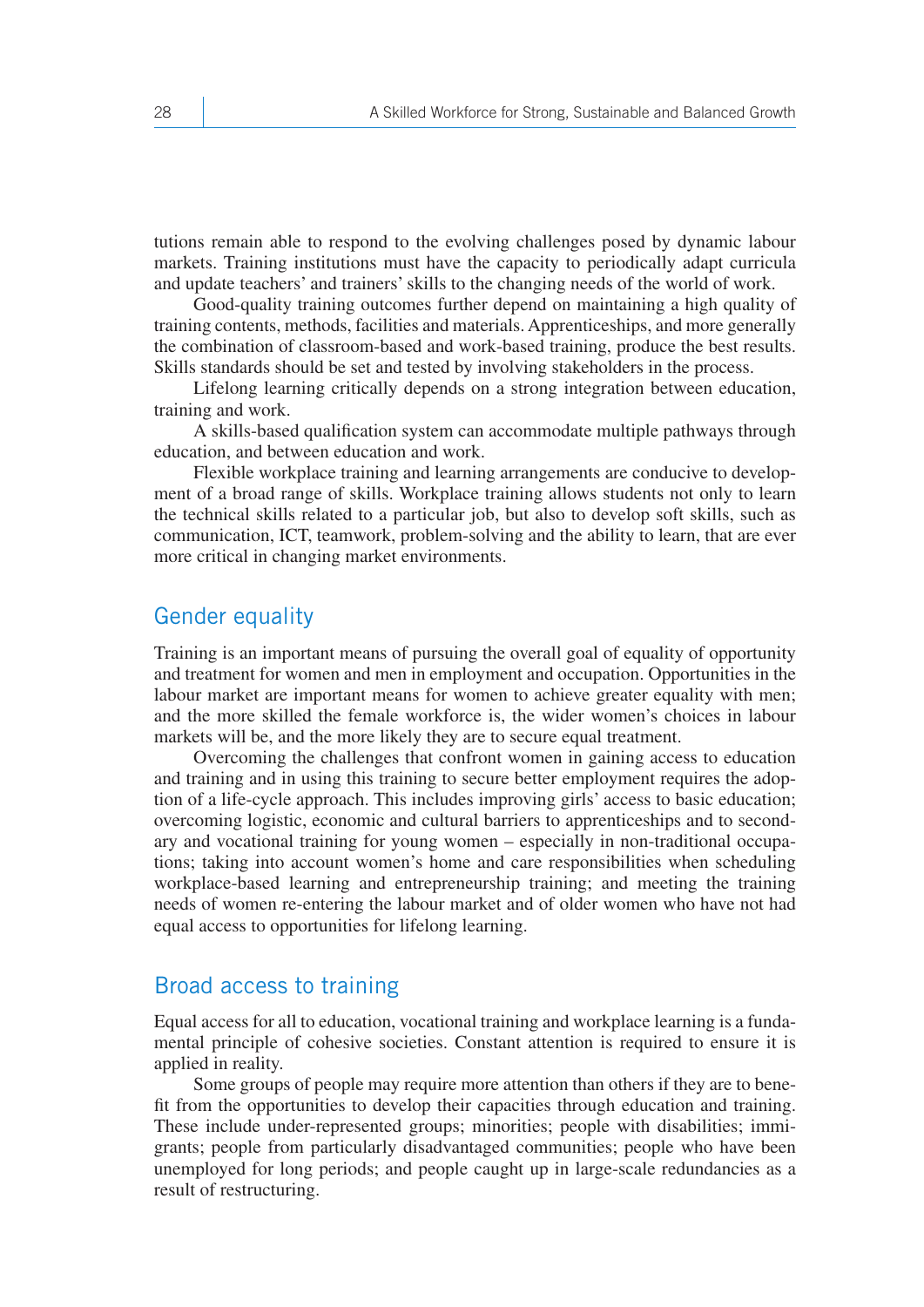tutions remain able to respond to the evolving challenges posed by dynamic labour markets. Training institutions must have the capacity to periodically adapt curricula and update teachers' and trainers' skills to the changing needs of the world of work.

Good-quality training outcomes further depend on maintaining a high quality of training contents, methods, facilities and materials. Apprenticeships, and more generally the combination of classroom-based and work-based training, produce the best results. Skills standards should be set and tested by involving stakeholders in the process.

Lifelong learning critically depends on a strong integration between education, training and work.

A skills-based qualification system can accommodate multiple pathways through education, and between education and work.

Flexible workplace training and learning arrangements are conducive to development of a broad range of skills. Workplace training allows students not only to learn the technical skills related to a particular job, but also to develop soft skills, such as communication, ICT, teamwork, problem-solving and the ability to learn, that are ever more critical in changing market environments.

## Gender equality

Training is an important means of pursuing the overall goal of equality of opportunity and treatment for women and men in employment and occupation. Opportunities in the labour market are important means for women to achieve greater equality with men; and the more skilled the female workforce is, the wider women's choices in labour markets will be, and the more likely they are to secure equal treatment.

Overcoming the challenges that confront women in gaining access to education and training and in using this training to secure better employment requires the adoption of a life-cycle approach. This includes improving girls' access to basic education; overcoming logistic, economic and cultural barriers to apprenticeships and to secondary and vocational training for young women – especially in non-traditional occupations; taking into account women's home and care responsibilities when scheduling workplace-based learning and entrepreneurship training; and meeting the training needs of women re-entering the labour market and of older women who have not had equal access to opportunities for lifelong learning.

## Broad access to training

Equal access for all to education, vocational training and workplace learning is a fundamental principle of cohesive societies. Constant attention is required to ensure it is applied in reality.

Some groups of people may require more attention than others if they are to benefit from the opportunities to develop their capacities through education and training. These include under-represented groups; minorities; people with disabilities; immigrants; people from particularly disadvantaged communities; people who have been unemployed for long periods; and people caught up in large-scale redundancies as a result of restructuring.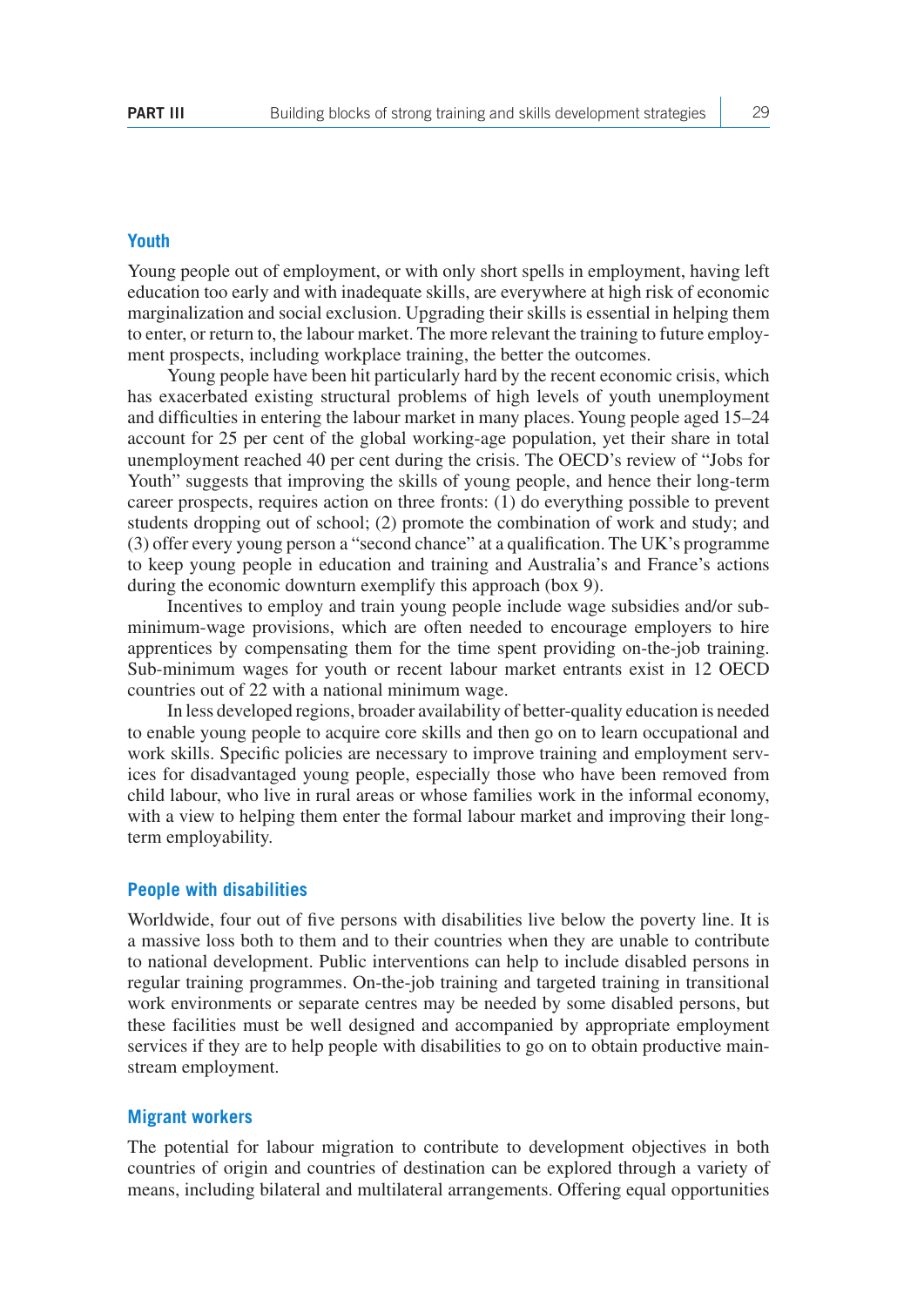### Youth

Young people out of employment, or with only short spells in employment, having left education too early and with inadequate skills, are everywhere at high risk of economic marginalization and social exclusion. Upgrading their skills is essential in helping them to enter, or return to, the labour market. The more relevant the training to future employment prospects, including workplace training, the better the outcomes.

Young people have been hit particularly hard by the recent economic crisis, which has exacerbated existing structural problems of high levels of youth unemployment and difficulties in entering the labour market in many places. Young people aged 15–24 account for 25 per cent of the global working-age population, yet their share in total unemployment reached 40 per cent during the crisis. The OECD's review of "Jobs for Youth" suggests that improving the skills of young people, and hence their long-term career prospects, requires action on three fronts: (1) do everything possible to prevent students dropping out of school; (2) promote the combination of work and study; and (3) offer every young person a "second chance" at a qualification. The UK's programme to keep young people in education and training and Australia's and France's actions during the economic downturn exemplify this approach (box 9).

Incentives to employ and train young people include wage subsidies and/or sub-minimum-wage provisions, which are often needed to encourage employers to hire apprentices by compensating them for the time spent providing on-the-job training. Sub-minimum wages for youth or recent labour market entrants exist in 12 OECD countries out of 22 with a national minimum wage.

In less developed regions, broader availability of better-quality education is needed to enable young people to acquire core skills and then go on to learn occupational and work skills. Specific policies are necessary to improve training and employment services for disadvantaged young people, especially those who have been removed from child labour, who live in rural areas or whose families work in the informal economy, with a view to helping them enter the formal labour market and improving their long-term employability.

### People with disabilities

Worldwide, four out of five persons with disabilities live below the poverty line. It is a massive loss both to them and to their countries when they are unable to contribute to national development. Public interventions can help to include disabled persons in regular training programmes. On-the-job training and targeted training in transitional work environments or separate centres may be needed by some disabled persons, but these facilities must be well designed and accompanied by appropriate employment services if they are to help people with disabilities to go on to obtain productive mainstream employment.

### Migrant workers

The potential for labour migration to contribute to development objectives in both countries of origin and countries of destination can be explored through a variety of means, including bilateral and multilateral arrangements. Offering equal opportunities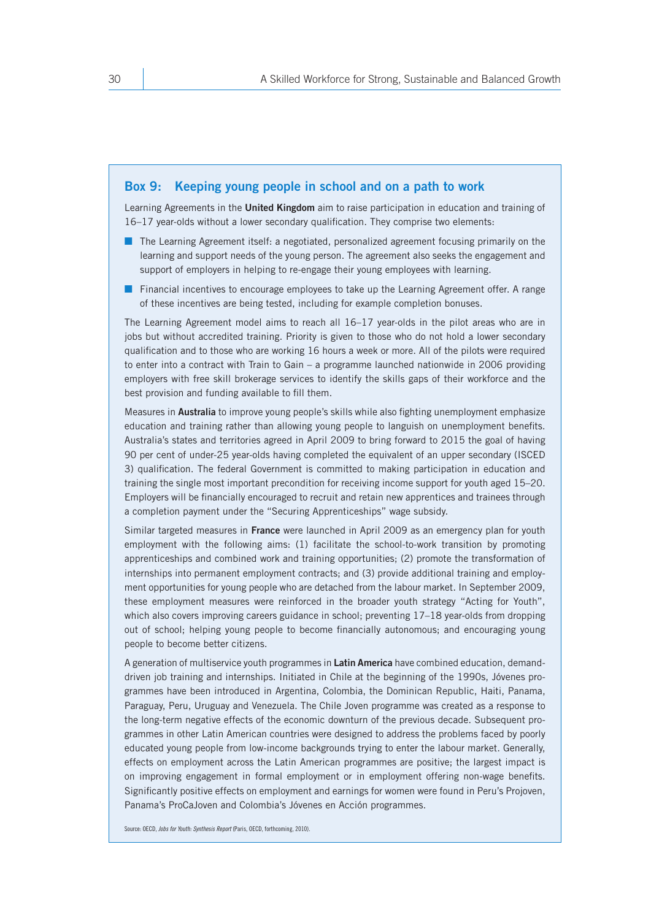## Box 9: Keeping young people in school and on a path to work

Learning Agreements in the **United Kingdom** aim to raise participation in education and training of 16–17 year-olds without a lower secondary qualification. They comprise two elements:

- The Learning Agreement itself: a negotiated, personalized agreement focusing primarily on the learning and support needs of the young person. The agreement also seeks the engagement and support of employers in helping to re-engage their young employees with learning.
- Financial incentives to encourage employees to take up the Learning Agreement offer. A range of these incentives are being tested, including for example completion bonuses.

The Learning Agreement model aims to reach all 16–17 year-olds in the pilot areas who are in jobs but without accredited training. Priority is given to those who do not hold a lower secondary qualification and to those who are working 16 hours a week or more. All of the pilots were required to enter into a contract with Train to Gain – a programme launched nationwide in 2006 providing employers with free skill brokerage services to identify the skills gaps of their workforce and the best provision and funding available to fill them.

Measures in **Australia** to improve young people's skills while also fighting unemployment emphasize education and training rather than allowing young people to languish on unemployment benefits. Australia's states and territories agreed in April 2009 to bring forward to 2015 the goal of having 90 per cent of under-25 year-olds having completed the equivalent of an upper secondary (ISCED 3) qualification. The federal Government is committed to making participation in education and training the single most important precondition for receiving income support for youth aged 15–20. Employers will be financially encouraged to recruit and retain new apprentices and trainees through a completion payment under the "Securing Apprenticeships" wage subsidy.

Similar targeted measures in **France** were launched in April 2009 as an emergency plan for youth employment with the following aims: (1) facilitate the school-to-work transition by promoting apprenticeships and combined work and training opportunities; (2) promote the transformation of internships into permanent employment contracts; and (3) provide additional training and employment opportunities for young people who are detached from the labour market. In September 2009, these employment measures were reinforced in the broader youth strategy "Acting for Youth", which also covers improving careers guidance in school; preventing 17–18 year-olds from dropping out of school; helping young people to become financially autonomous; and encouraging young people to become better citizens.

A generation of multiservice youth programmes in **Latin America** have combined education, demand-driven job training and internships. Initiated in Chile at the beginning of the 1990s, Jóvenes programmes have been introduced in Argentina, Colombia, the Dominican Republic, Haiti, Panama, Paraguay, Peru, Uruguay and Venezuela. The Chile Joven programme was created as a response to the long-term negative effects of the economic downturn of the previous decade. Subsequent programmes in other Latin American countries were designed to address the problems faced by poorly educated young people from low-income backgrounds trying to enter the labour market. Generally, effects on employment across the Latin American programmes are positive; the largest impact is on improving engagement in formal employment or in employment offering non-wage benefits. Significantly positive effects on employment and earnings for women were found in Peru's Projoven, Panama's ProCaJoven and Colombia's Jóvenes en Acción programmes.

Source: OECD, *Jobs for Youth: Synthesis Report* (Paris, OECD, forthcoming, 2010).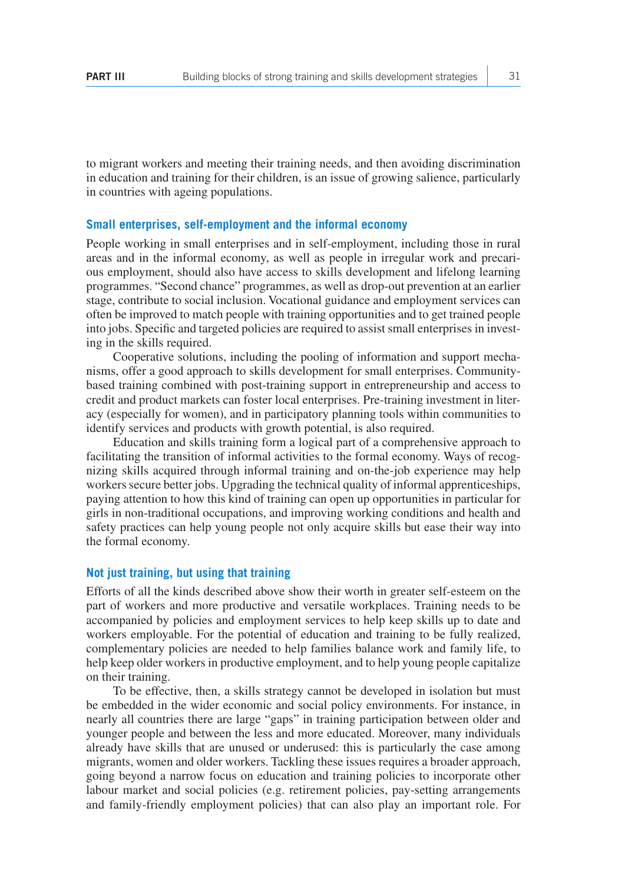to migrant workers and meeting their training needs, and then avoiding discrimination in education and training for their children, is an issue of growing salience, particularly in countries with ageing populations.

### Small enterprises, self-employment and the informal economy

People working in small enterprises and in self-employment, including those in rural areas and in the informal economy, as well as people in irregular work and precarious employment, should also have access to skills development and lifelong learning programmes. "Second chance" programmes, as well as drop-out prevention at an earlier stage, contribute to social inclusion. Vocational guidance and employment services can often be improved to match people with training opportunities and to get trained people into jobs. Specific and targeted policies are required to assist small enterprises in investing in the skills required.

Cooperative solutions, including the pooling of information and support mechanisms, offer a good approach to skills development for small enterprises. Community-based training combined with post-training support in entrepreneurship and access to credit and product markets can foster local enterprises. Pre-training investment in literacy (especially for women), and in participatory planning tools within communities to identify services and products with growth potential, is also required.

Education and skills training form a logical part of a comprehensive approach to facilitating the transition of informal activities to the formal economy. Ways of recognizing skills acquired through informal training and on-the-job experience may help workers secure better jobs. Upgrading the technical quality of informal apprenticeships, paying attention to how this kind of training can open up opportunities in particular for girls in non-traditional occupations, and improving working conditions and health and safety practices can help young people not only acquire skills but ease their way into the formal economy.

### Not just training, but using that training

Efforts of all the kinds described above show their worth in greater self-esteem on the part of workers and more productive and versatile workplaces. Training needs to be accompanied by policies and employment services to help keep skills up to date and workers employable. For the potential of education and training to be fully realized, complementary policies are needed to help families balance work and family life, to help keep older workers in productive employment, and to help young people capitalize on their training.

To be effective, then, a skills strategy cannot be developed in isolation but must be embedded in the wider economic and social policy environments. For instance, in nearly all countries there are large "gaps" in training participation between older and younger people and between the less and more educated. Moreover, many individuals already have skills that are unused or underused: this is particularly the case among migrants, women and older workers. Tackling these issues requires a broader approach, going beyond a narrow focus on education and training policies to incorporate other labour market and social policies (e.g. retirement policies, pay-setting arrangements and family-friendly employment policies) that can also play an important role. For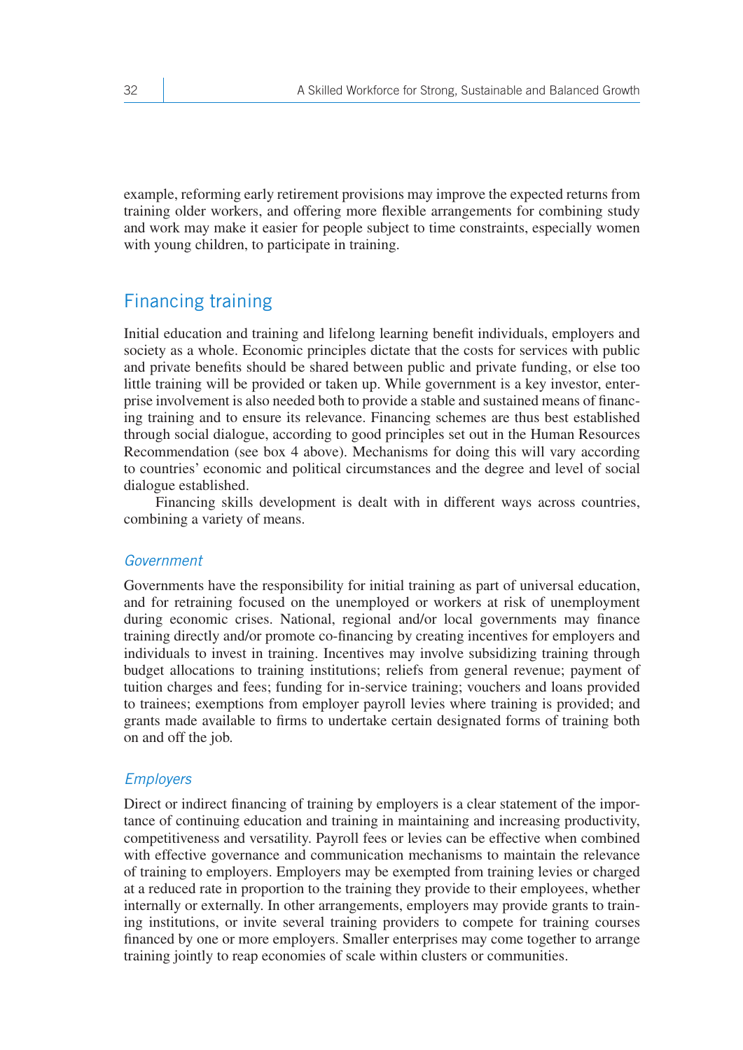example, reforming early retirement provisions may improve the expected returns from training older workers, and offering more flexible arrangements for combining study and work may make it easier for people subject to time constraints, especially women with young children, to participate in training.

## Financing training

Initial education and training and lifelong learning benefit individuals, employers and society as a whole. Economic principles dictate that the costs for services with public and private benefits should be shared between public and private funding, or else too little training will be provided or taken up. While government is a key investor, enterprise involvement is also needed both to provide a stable and sustained means of financing training and to ensure its relevance. Financing schemes are thus best established through social dialogue, according to good principles set out in the Human Resources Recommendation (see box 4 above). Mechanisms for doing this will vary according to countries' economic and political circumstances and the degree and level of social dialogue established.

Financing skills development is dealt with in different ways across countries, combining a variety of means.

### *Government*

Governments have the responsibility for initial training as part of universal education, and for retraining focused on the unemployed or workers at risk of unemployment during economic crises. National, regional and/or local governments may finance training directly and/or promote co-financing by creating incentives for employers and individuals to invest in training. Incentives may involve subsidizing training through budget allocations to training institutions; reliefs from general revenue; payment of tuition charges and fees; funding for in-service training; vouchers and loans provided to trainees; exemptions from employer payroll levies where training is provided; and grants made available to firms to undertake certain designated forms of training both on and off the job.

### *Employers*

Direct or indirect financing of training by employers is a clear statement of the importance of continuing education and training in maintaining and increasing productivity, competitiveness and versatility. Payroll fees or levies can be effective when combined with effective governance and communication mechanisms to maintain the relevance of training to employers. Employers may be exempted from training levies or charged at a reduced rate in proportion to the training they provide to their employees, whether internally or externally. In other arrangements, employers may provide grants to training institutions, or invite several training providers to compete for training courses financed by one or more employers. Smaller enterprises may come together to arrange training jointly to reap economies of scale within clusters or communities.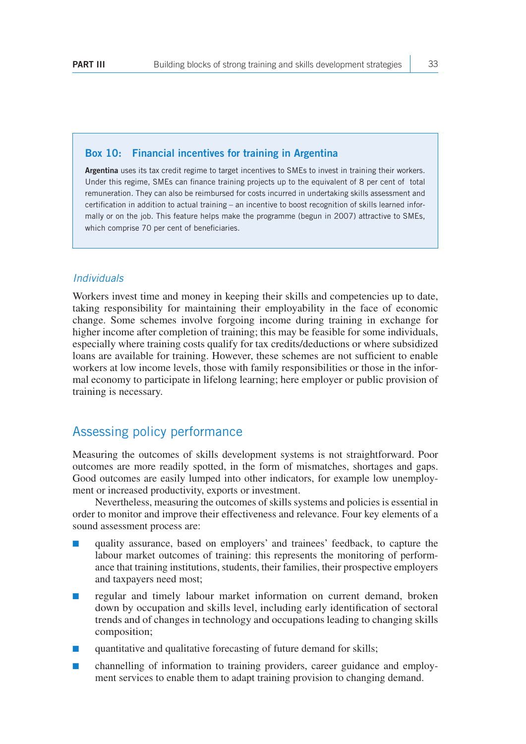### Box 10: Financial incentives for training in Argentina

**Argentina** uses its tax credit regime to target incentives to SMEs to invest in training their workers. Under this regime, SMEs can finance training projects up to the equivalent of 8 per cent of total remuneration. They can also be reimbursed for costs incurred in undertaking skills assessment and certification in addition to actual training – an incentive to boost recognition of skills learned informally or on the job. This feature helps make the programme (begun in 2007) attractive to SMEs, which comprise 70 per cent of beneficiaries.

### *Individuals*

Workers invest time and money in keeping their skills and competencies up to date, taking responsibility for maintaining their employability in the face of economic change. Some schemes involve forgoing income during training in exchange for higher income after completion of training; this may be feasible for some individuals, especially where training costs qualify for tax credits/deductions or where subsidized loans are available for training. However, these schemes are not sufficient to enable workers at low income levels, those with family responsibilities or those in the informal economy to participate in lifelong learning; here employer or public provision of training is necessary.

## Assessing policy performance

Measuring the outcomes of skills development systems is not straightforward. Poor outcomes are more readily spotted, in the form of mismatches, shortages and gaps. Good outcomes are easily lumped into other indicators, for example low unemployment or increased productivity, exports or investment.

Nevertheless, measuring the outcomes of skills systems and policies is essential in order to monitor and improve their effectiveness and relevance. Four key elements of a sound assessment process are:

- quality assurance, based on employers' and trainees' feedback, to capture the labour market outcomes of training: this represents the monitoring of performance that training institutions, students, their families, their prospective employers and taxpayers need most;
- regular and timely labour market information on current demand, broken down by occupation and skills level, including early identification of sectoral trends and of changes in technology and occupations leading to changing skills composition;
- quantitative and qualitative forecasting of future demand for skills;
- channelling of information to training providers, career guidance and employment services to enable them to adapt training provision to changing demand.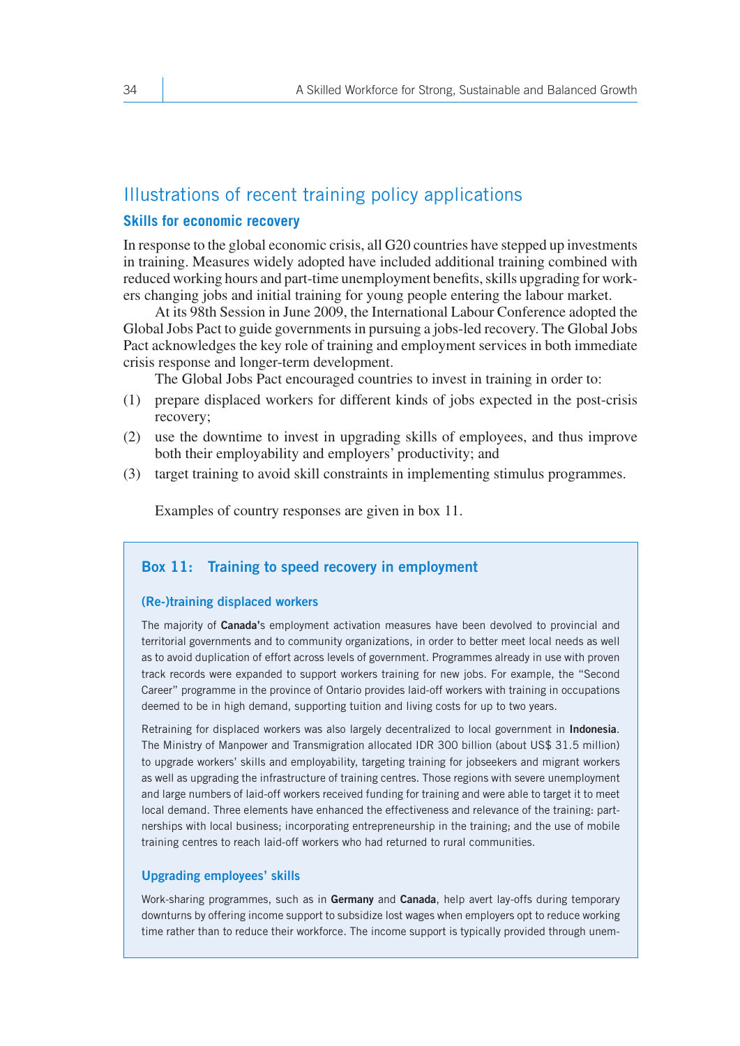## Illustrations of recent training policy applications

### Skills for economic recovery

In response to the global economic crisis, all G20 countries have stepped up investments in training. Measures widely adopted have included additional training combined with reduced working hours and part-time unemployment benefits, skills upgrading for workers changing jobs and initial training for young people entering the labour market.

At its 98th Session in June 2009, the International Labour Conference adopted the Global Jobs Pact to guide governments in pursuing a jobs-led recovery. The Global Jobs Pact acknowledges the key role of training and employment services in both immediate crisis response and longer-term development.

The Global Jobs Pact encouraged countries to invest in training in order to:

(1) prepare displaced workers for different kinds of jobs expected in the post-crisis recovery;
(2) use the downtime to invest in upgrading skills of employees, and thus improve both their employability and employers' productivity; and
(3) target training to avoid skill constraints in implementing stimulus programmes.

Examples of country responses are given in box 11.

### Box 11: Training to speed recovery in employment

#### (Re-)training displaced workers

The majority of **Canada**'s employment activation measures have been devolved to provincial and territorial governments and to community organizations, in order to better meet local needs as well as to avoid duplication of effort across levels of government. Programmes already in use with proven track records were expanded to support workers training for new jobs. For example, the "Second Career" programme in the province of Ontario provides laid-off workers with training in occupations deemed to be in high demand, supporting tuition and living costs for up to two years.

Retraining for displaced workers was also largely decentralized to local government in **Indonesia**. The Ministry of Manpower and Transmigration allocated IDR 300 billion (about US$ 31.5 million) to upgrade workers' skills and employability, targeting training for jobseekers and migrant workers as well as upgrading the infrastructure of training centres. Those regions with severe unemployment and large numbers of laid-off workers received funding for training and were able to target it to meet local demand. Three elements have enhanced the effectiveness and relevance of the training: partnerships with local business; incorporating entrepreneurship in the training; and the use of mobile training centres to reach laid-off workers who had returned to rural communities.

#### Upgrading employees' skills

Work-sharing programmes, such as in **Germany** and **Canada**, help avert lay-offs during temporary downturns by offering income support to subsidize lost wages when employers opt to reduce working time rather than to reduce their workforce. The income support is typically provided through unem-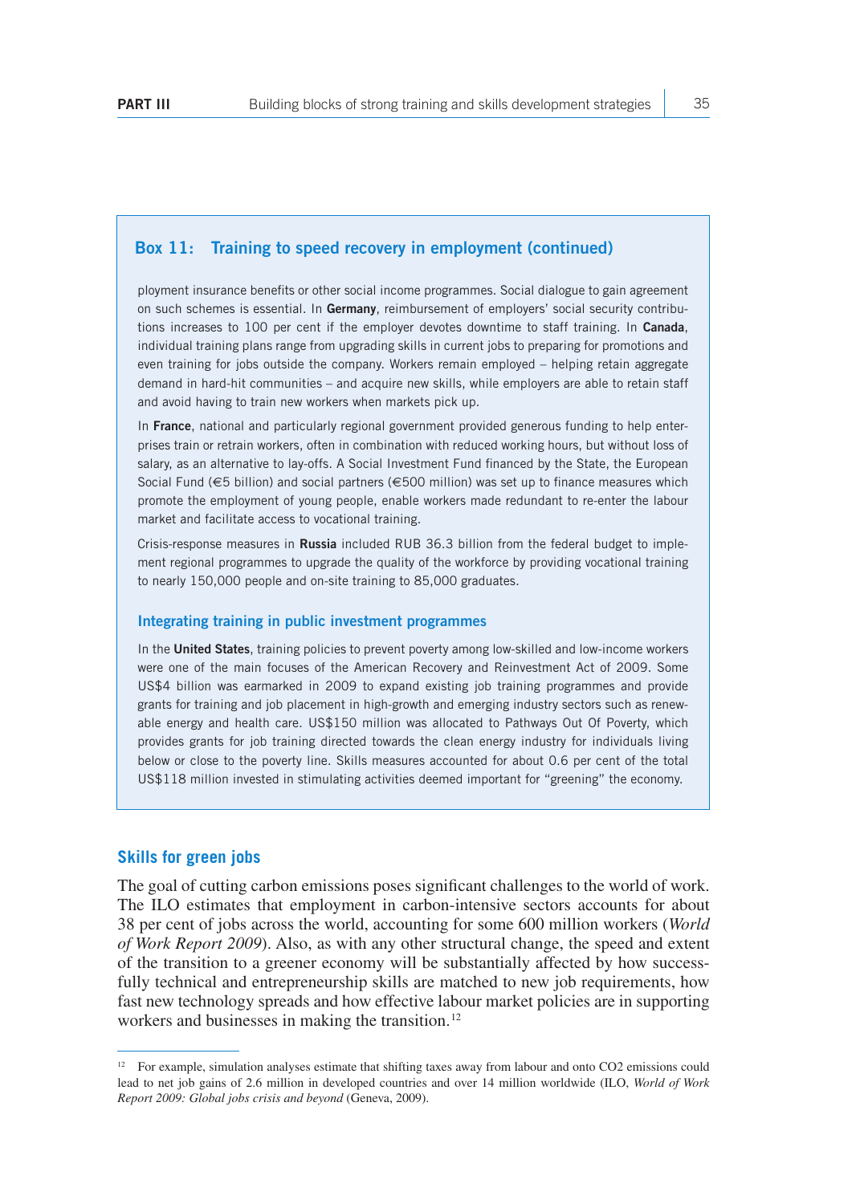### Box 11: Training to speed recovery in employment (continued)

ployment insurance benefits or other social income programmes. Social dialogue to gain agreement on such schemes is essential. In **Germany**, reimbursement of employers' social security contributions increases to 100 per cent if the employer devotes downtime to staff training. In **Canada**, individual training plans range from upgrading skills in current jobs to preparing for promotions and even training for jobs outside the company. Workers remain employed – helping retain aggregate demand in hard-hit communities – and acquire new skills, while employers are able to retain staff and avoid having to train new workers when markets pick up.

In **France**, national and particularly regional government provided generous funding to help enterprises train or retrain workers, often in combination with reduced working hours, but without loss of salary, as an alternative to lay-offs. A Social Investment Fund financed by the State, the European Social Fund (€5 billion) and social partners (€500 million) was set up to finance measures which promote the employment of young people, enable workers made redundant to re-enter the labour market and facilitate access to vocational training.

Crisis-response measures in **Russia** included RUB 36.3 billion from the federal budget to implement regional programmes to upgrade the quality of the workforce by providing vocational training to nearly 150,000 people and on-site training to 85,000 graduates.

#### Integrating training in public investment programmes

In the **United States**, training policies to prevent poverty among low-skilled and low-income workers were one of the main focuses of the American Recovery and Reinvestment Act of 2009. Some US$4 billion was earmarked in 2009 to expand existing job training programmes and provide grants for training and job placement in high-growth and emerging industry sectors such as renewable energy and health care. US$150 million was allocated to Pathways Out Of Poverty, which provides grants for job training directed towards the clean energy industry for individuals living below or close to the poverty line. Skills measures accounted for about 0.6 per cent of the total US$118 million invested in stimulating activities deemed important for "greening" the economy.

## Skills for green jobs

The goal of cutting carbon emissions poses significant challenges to the world of work. The ILO estimates that employment in carbon-intensive sectors accounts for about 38 per cent of jobs across the world, accounting for some 600 million workers (*World of Work Report 2009*). Also, as with any other structural change, the speed and extent of the transition to a greener economy will be substantially affected by how successfully technical and entrepreneurship skills are matched to new job requirements, how fast new technology spreads and how effective labour market policies are in supporting workers and businesses in making the transition.[12]

---

[12] For example, simulation analyses estimate that shifting taxes away from labour and onto $CO_2$ emissions could lead to net job gains of 2.6 million in developed countries and over 14 million worldwide (ILO, *World of Work Report 2009: Global jobs crisis and beyond* (Geneva, 2009).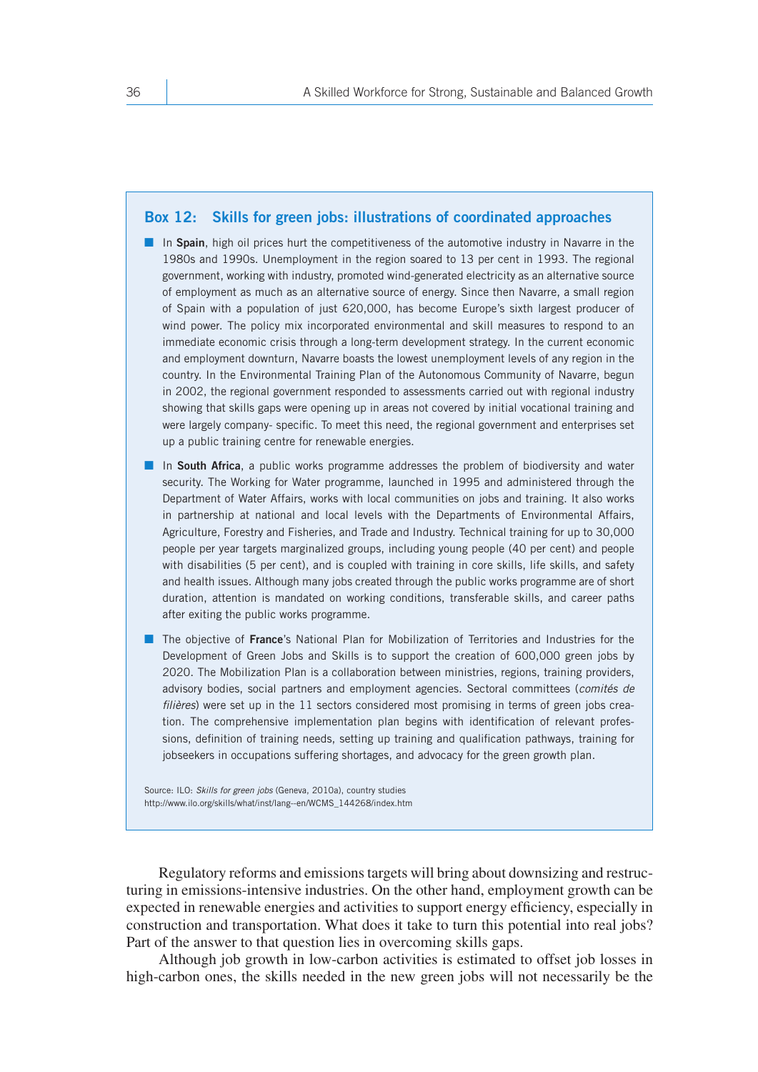### Box 12: Skills for green jobs: illustrations of coordinated approaches

- In **Spain**, high oil prices hurt the competitiveness of the automotive industry in Navarre in the 1980s and 1990s. Unemployment in the region soared to 13 per cent in 1993. The regional government, working with industry, promoted wind-generated electricity as an alternative source of employment as much as an alternative source of energy. Since then Navarre, a small region of Spain with a population of just 620,000, has become Europe's sixth largest producer of wind power. The policy mix incorporated environmental and skill measures to respond to an immediate economic crisis through a long-term development strategy. In the current economic and employment downturn, Navarre boasts the lowest unemployment levels of any region in the country. In the Environmental Training Plan of the Autonomous Community of Navarre, begun in 2002, the regional government responded to assessments carried out with regional industry showing that skills gaps were opening up in areas not covered by initial vocational training and were largely company- specific. To meet this need, the regional government and enterprises set up a public training centre for renewable energies.
- In **South Africa**, a public works programme addresses the problem of biodiversity and water security. The Working for Water programme, launched in 1995 and administered through the Department of Water Affairs, works with local communities on jobs and training. It also works in partnership at national and local levels with the Departments of Environmental Affairs, Agriculture, Forestry and Fisheries, and Trade and Industry. Technical training for up to 30,000 people per year targets marginalized groups, including young people (40 per cent) and people with disabilities (5 per cent), and is coupled with training in core skills, life skills, and safety and health issues. Although many jobs created through the public works programme are of short duration, attention is mandated on working conditions, transferable skills, and career paths after exiting the public works programme.
- The objective of **France**'s National Plan for Mobilization of Territories and Industries for the Development of Green Jobs and Skills is to support the creation of 600,000 green jobs by 2020. The Mobilization Plan is a collaboration between ministries, regions, training providers, advisory bodies, social partners and employment agencies. Sectoral committees (*comités de filières*) were set up in the 11 sectors considered most promising in terms of green jobs creation. The comprehensive implementation plan begins with identification of relevant professions, definition of training needs, setting up training and qualification pathways, training for jobseekers in occupations suffering shortages, and advocacy for the green growth plan.

Source: ILO: *Skills for green jobs* (Geneva, 2010a), country studies
http://www.ilo.org/skills/what/inst/lang--en/WCMS_144268/index.htm

Regulatory reforms and emissions targets will bring about downsizing and restructuring in emissions-intensive industries. On the other hand, employment growth can be expected in renewable energies and activities to support energy efficiency, especially in construction and transportation. What does it take to turn this potential into real jobs? Part of the answer to that question lies in overcoming skills gaps.

Although job growth in low-carbon activities is estimated to offset job losses in high-carbon ones, the skills needed in the new green jobs will not necessarily be the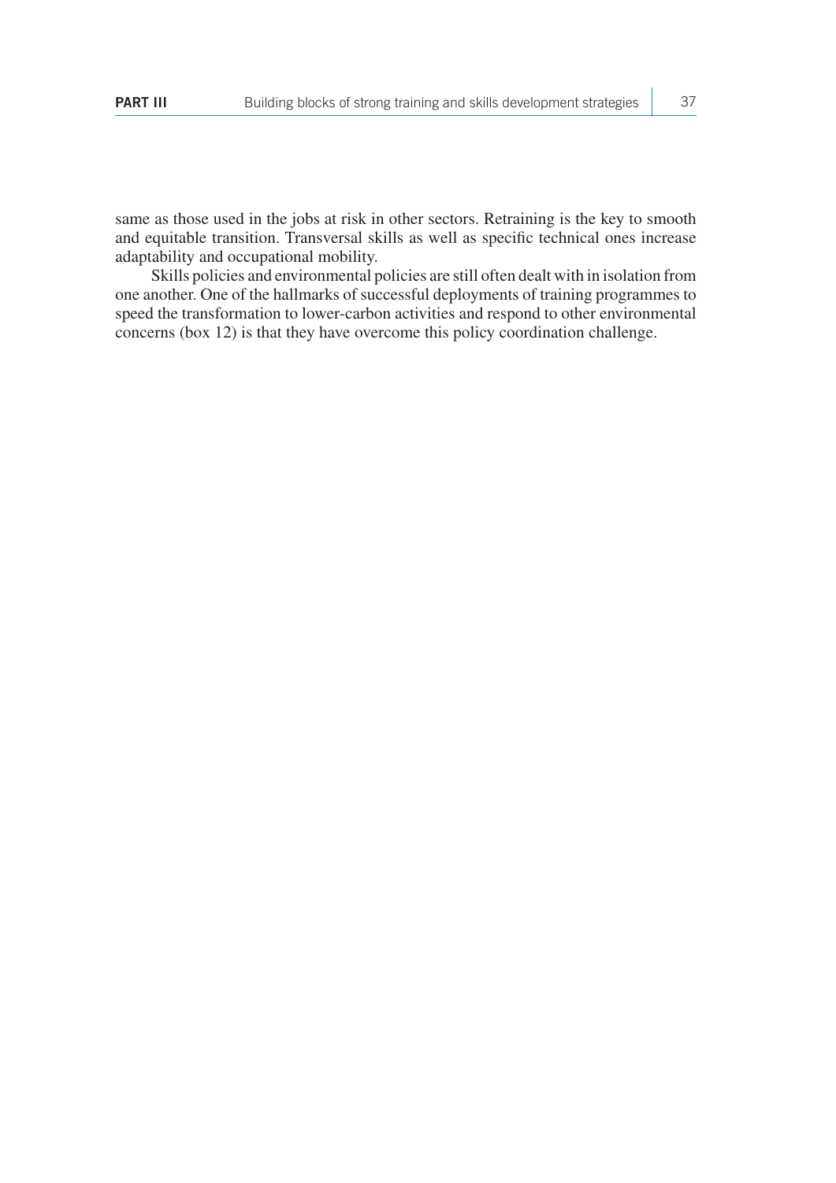same as those used in the jobs at risk in other sectors. Retraining is the key to smooth and equitable transition. Transversal skills as well as specific technical ones increase adaptability and occupational mobility.

Skills policies and environmental policies are still often dealt with in isolation from one another. One of the hallmarks of successful deployments of training programmes to speed the transformation to lower-carbon activities and respond to other environmental concerns (box 12) is that they have overcome this policy coordination challenge.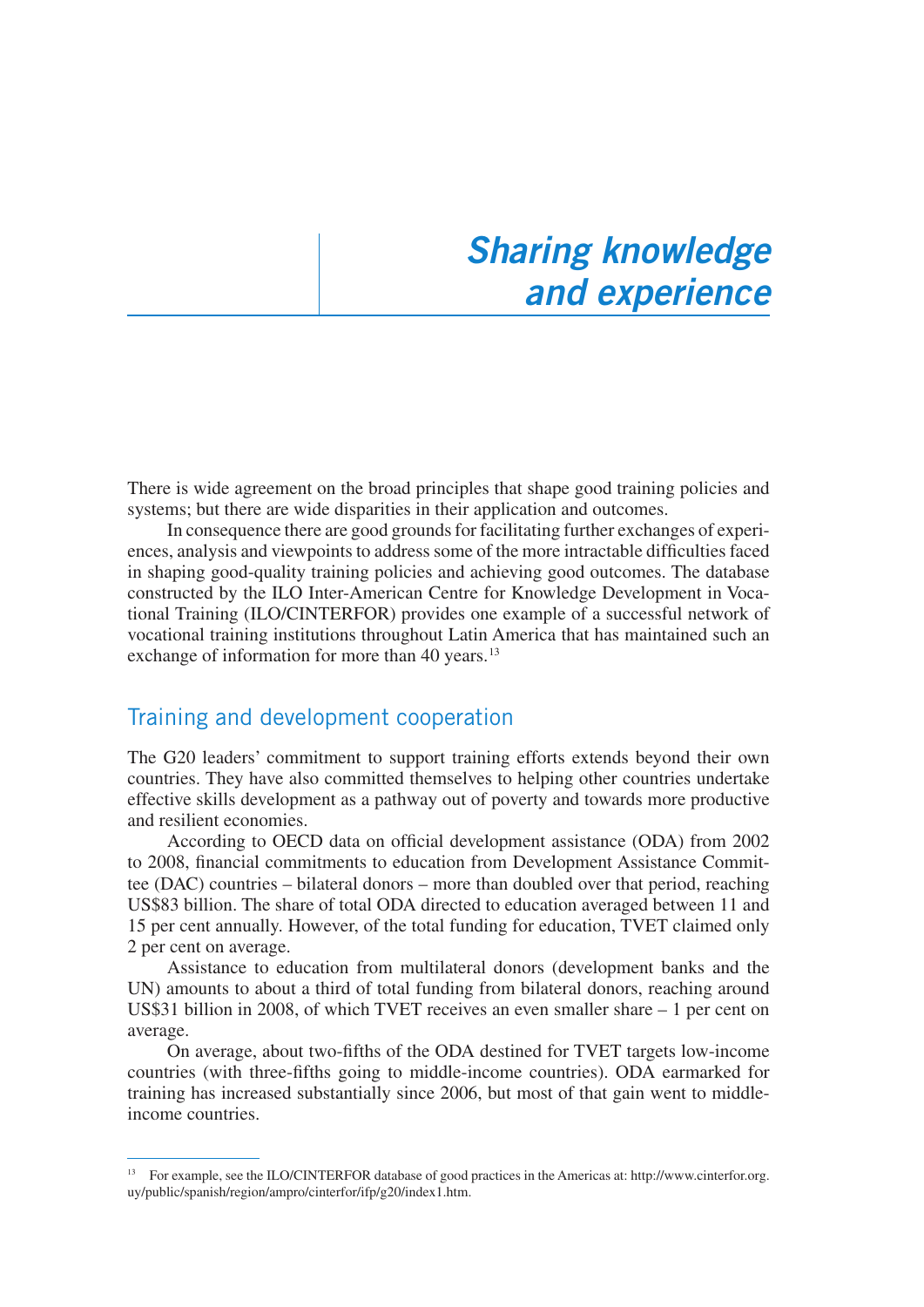# *Sharing knowledge and experience*

There is wide agreement on the broad principles that shape good training policies and systems; but there are wide disparities in their application and outcomes.

In consequence there are good grounds for facilitating further exchanges of experiences, analysis and viewpoints to address some of the more intractable difficulties faced in shaping good-quality training policies and achieving good outcomes. The database constructed by the ILO Inter-American Centre for Knowledge Development in Vocational Training (ILO/CINTERFOR) provides one example of a successful network of vocational training institutions throughout Latin America that has maintained such an exchange of information for more than 40 years.[13]

## Training and development cooperation

The G20 leaders' commitment to support training efforts extends beyond their own countries. They have also committed themselves to helping other countries undertake effective skills development as a pathway out of poverty and towards more productive and resilient economies.

According to OECD data on official development assistance (ODA) from 2002 to 2008, financial commitments to education from Development Assistance Committee (DAC) countries – bilateral donors – more than doubled over that period, reaching US$83 billion. The share of total ODA directed to education averaged between 11 and 15 per cent annually. However, of the total funding for education, TVET claimed only 2 per cent on average.

Assistance to education from multilateral donors (development banks and the UN) amounts to about a third of total funding from bilateral donors, reaching around US$31 billion in 2008, of which TVET receives an even smaller share – 1 per cent on average.

On average, about two-fifths of the ODA destined for TVET targets low-income countries (with three-fifths going to middle-income countries). ODA earmarked for training has increased substantially since 2006, but most of that gain went to middle-income countries.

---

[13] For example, see the ILO/CINTERFOR database of good practices in the Americas at: http://www.cinterfor.org.uy/public/spanish/region/ampro/cinterfor/ifp/g20/index1.htm.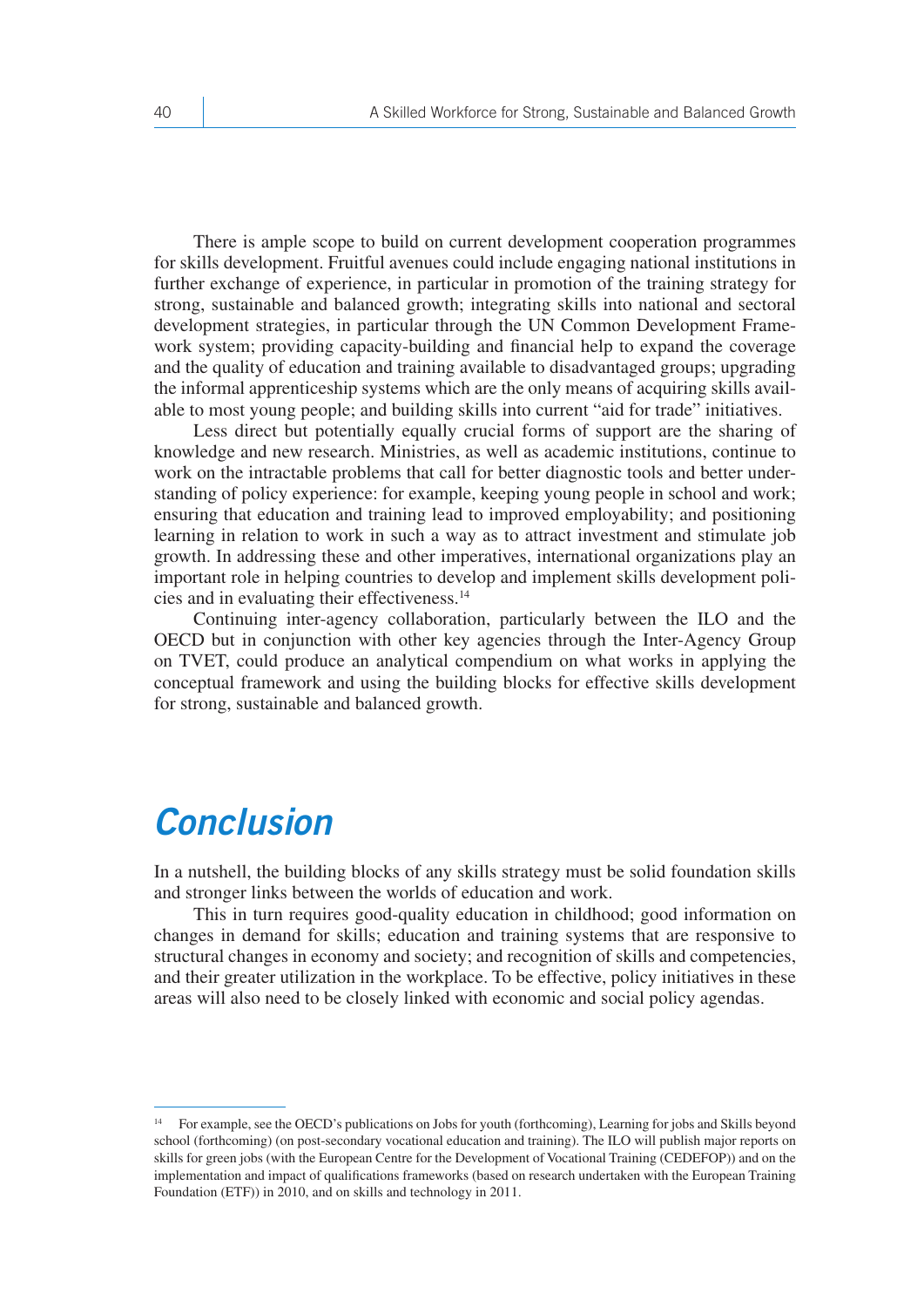There is ample scope to build on current development cooperation programmes for skills development. Fruitful avenues could include engaging national institutions in further exchange of experience, in particular in promotion of the training strategy for strong, sustainable and balanced growth; integrating skills into national and sectoral development strategies, in particular through the UN Common Development Framework system; providing capacity-building and financial help to expand the coverage and the quality of education and training available to disadvantaged groups; upgrading the informal apprenticeship systems which are the only means of acquiring skills available to most young people; and building skills into current "aid for trade" initiatives.

Less direct but potentially equally crucial forms of support are the sharing of knowledge and new research. Ministries, as well as academic institutions, continue to work on the intractable problems that call for better diagnostic tools and better understanding of policy experience: for example, keeping young people in school and work; ensuring that education and training lead to improved employability; and positioning learning in relation to work in such a way as to attract investment and stimulate job growth. In addressing these and other imperatives, international organizations play an important role in helping countries to develop and implement skills development policies and in evaluating their effectiveness.[14]

Continuing inter-agency collaboration, particularly between the ILO and the OECD but in conjunction with other key agencies through the Inter-Agency Group on TVET, could produce an analytical compendium on what works in applying the conceptual framework and using the building blocks for effective skills development for strong, sustainable and balanced growth.

# Conclusion

In a nutshell, the building blocks of any skills strategy must be solid foundation skills and stronger links between the worlds of education and work.

This in turn requires good-quality education in childhood; good information on changes in demand for skills; education and training systems that are responsive to structural changes in economy and society; and recognition of skills and competencies, and their greater utilization in the workplace. To be effective, policy initiatives in these areas will also need to be closely linked with economic and social policy agendas.

[14] For example, see the OECD's publications on Jobs for youth (forthcoming), Learning for jobs and Skills beyond school (forthcoming) (on post-secondary vocational education and training). The ILO will publish major reports on skills for green jobs (with the European Centre for the Development of Vocational Training (CEDEFOP)) and on the implementation and impact of qualifications frameworks (based on research undertaken with the European Training Foundation (ETF)) in 2010, and on skills and technology in 2011.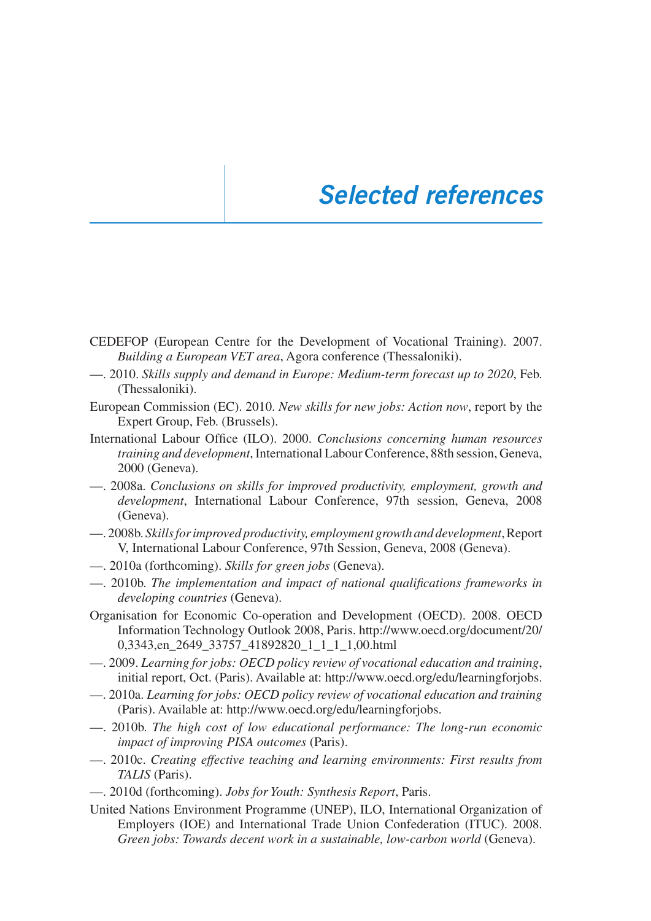# *Selected references*

CEDEFOP (European Centre for the Development of Vocational Training). 2007. *Building a European VET area*, Agora conference (Thessaloniki).

—. 2010. *Skills supply and demand in Europe: Medium-term forecast up to 2020*, Feb. (Thessaloniki).

European Commission (EC). 2010. *New skills for new jobs: Action now*, report by the Expert Group, Feb. (Brussels).

International Labour Office (ILO). 2000. *Conclusions concerning human resources training and development*, International Labour Conference, 88th session, Geneva, 2000 (Geneva).

—. 2008a. *Conclusions on skills for improved productivity, employment, growth and development*, International Labour Conference, 97th session, Geneva, 2008 (Geneva).

—. 2008b. *Skills for improved productivity, employment growth and development*, Report V, International Labour Conference, 97th Session, Geneva, 2008 (Geneva).

—. 2010a (forthcoming). *Skills for green jobs* (Geneva).

—. 2010b. *The implementation and impact of national qualifications frameworks in developing countries* (Geneva).

Organisation for Economic Co-operation and Development (OECD). 2008. OECD Information Technology Outlook 2008, Paris. http://www.oecd.org/document/20/0,3343,en_2649_33757_41892820_1_1_1_1,00.html

—. 2009. *Learning for jobs: OECD policy review of vocational education and training*, initial report, Oct. (Paris). Available at: http://www.oecd.org/edu/learningforjobs.

—. 2010a. *Learning for jobs: OECD policy review of vocational education and training* (Paris). Available at: http://www.oecd.org/edu/learningforjobs.

—. 2010b. *The high cost of low educational performance: The long-run economic impact of improving PISA outcomes* (Paris).

—. 2010c. *Creating effective teaching and learning environments: First results from TALIS* (Paris).

—. 2010d (forthcoming). *Jobs for Youth: Synthesis Report*, Paris.

United Nations Environment Programme (UNEP), ILO, International Organization of Employers (IOE) and International Trade Union Confederation (ITUC). 2008. *Green jobs: Towards decent work in a sustainable, low-carbon world* (Geneva).